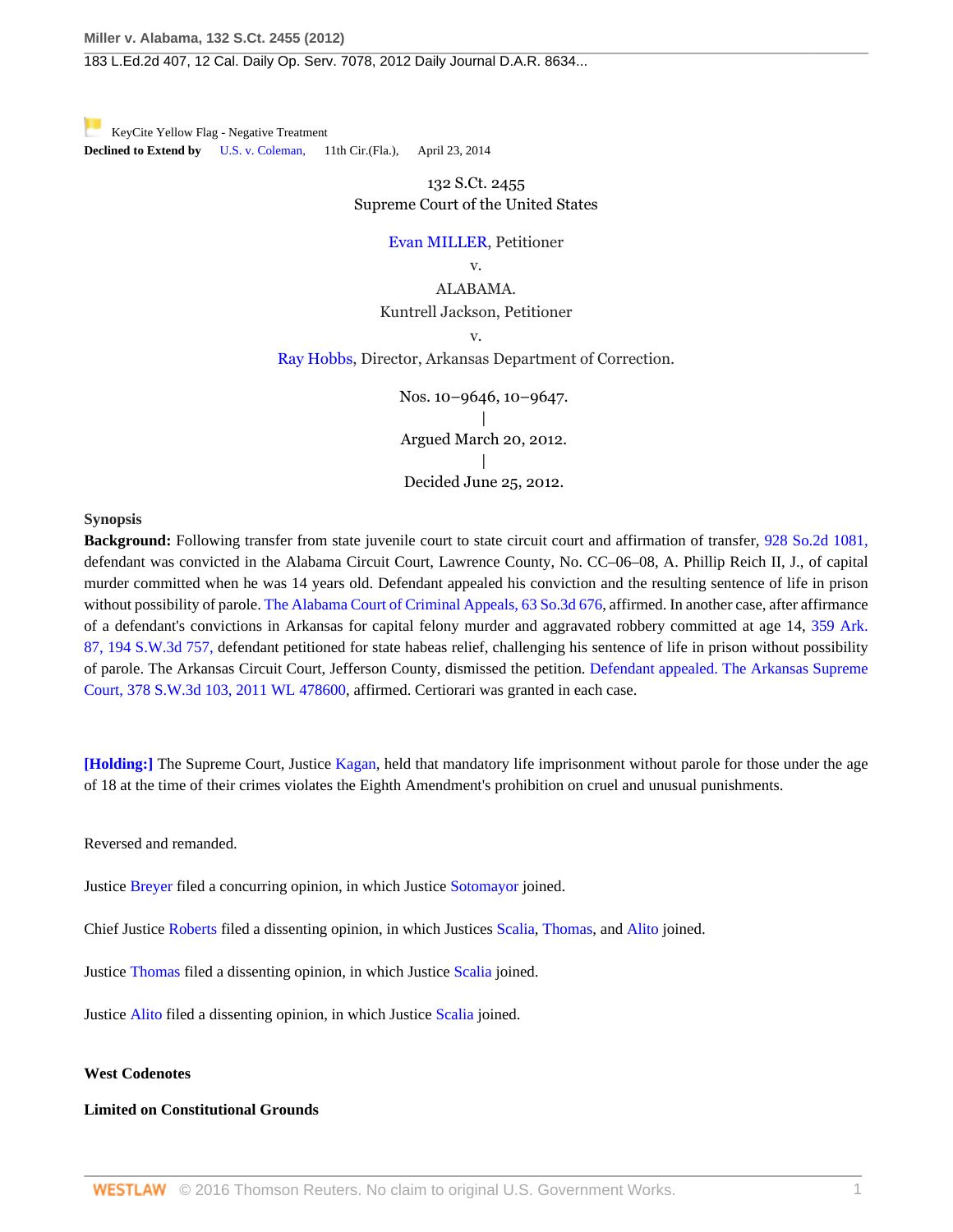KeyCite Yellow Flag - Negative Treatment
**Declined to Extend by** U.S. v. Coleman, 11th Cir.(Fla.), April 23, 2014

132 S.Ct. 2455
Supreme Court of the United States

Evan MILLER, Petitioner
v.
ALABAMA.
Kuntrell Jackson, Petitioner
v.
Ray Hobbs, Director, Arkansas Department of Correction.

Nos. 10–9646, 10–9647.
|
Argued March 20, 2012.
|
Decided June 25, 2012.

**Synopsis**

**Background:** Following transfer from state juvenile court to state circuit court and affirmation of transfer, 928 So.2d 1081, defendant was convicted in the Alabama Circuit Court, Lawrence County, No. CC–06–08, A. Phillip Reich II, J., of capital murder committed when he was 14 years old. Defendant appealed his conviction and the resulting sentence of life in prison without possibility of parole. The Alabama Court of Criminal Appeals, 63 So.3d 676, affirmed. In another case, after affirmance of a defendant's convictions in Arkansas for capital felony murder and aggravated robbery committed at age 14, 359 Ark. 87, 194 S.W.3d 757, defendant petitioned for state habeas relief, challenging his sentence of life in prison without possibility of parole. The Arkansas Circuit Court, Jefferson County, dismissed the petition. Defendant appealed. The Arkansas Supreme Court, 378 S.W.3d 103, 2011 WL 478600, affirmed. Certiorari was granted in each case.

**[Holding:]** The Supreme Court, Justice Kagan, held that mandatory life imprisonment without parole for those under the age of 18 at the time of their crimes violates the Eighth Amendment's prohibition on cruel and unusual punishments.

Reversed and remanded.

Justice Breyer filed a concurring opinion, in which Justice Sotomayor joined.

Chief Justice Roberts filed a dissenting opinion, in which Justices Scalia, Thomas, and Alito joined.

Justice Thomas filed a dissenting opinion, in which Justice Scalia joined.

Justice Alito filed a dissenting opinion, in which Justice Scalia joined.

**West Codenotes**

**Limited on Constitutional Grounds**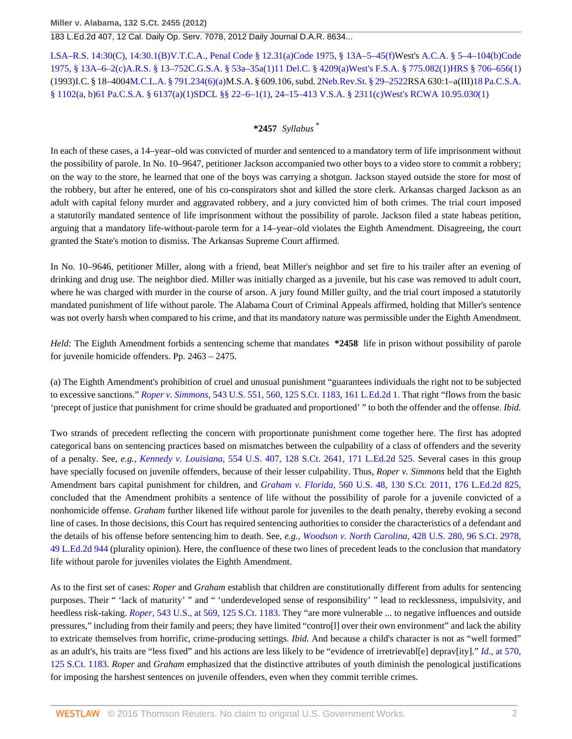LSA–R.S. 14:30(C), 14:30.1(B)V.T.C.A., Penal Code § 12.31(a)Code 1975, § 13A–5–45(f)West's A.C.A. § 5–4–104(b)Code 1975, § 13A–6–2(c)A.R.S. § 13–752C.G.S.A. § 53a–35a(1)11 Del.C. § 4209(a)West's F.S.A. § 775.082(1)HRS § 706–656(1) (1993)I.C. § 18–4004M.C.L.A. § 791.234(6)(a)M.S.A. § 609.106, subd. 2Neb.Rev.St. § 29–2522RSA 630:1–a(III)18 Pa.C.S.A. § 1102(a, b)61 Pa.C.S.A. § 6137(a)(1)SDCL §§ 22–6–1(1), 24–15–413 V.S.A. § 2311(c)West's RCWA 10.95.030(1)

**\*2457** *Syllabus* [*]

In each of these cases, a 14–year–old was convicted of murder and sentenced to a mandatory term of life imprisonment without the possibility of parole. In No. 10–9647, petitioner Jackson accompanied two other boys to a video store to commit a robbery; on the way to the store, he learned that one of the boys was carrying a shotgun. Jackson stayed outside the store for most of the robbery, but after he entered, one of his co-conspirators shot and killed the store clerk. Arkansas charged Jackson as an adult with capital felony murder and aggravated robbery, and a jury convicted him of both crimes. The trial court imposed a statutorily mandated sentence of life imprisonment without the possibility of parole. Jackson filed a state habeas petition, arguing that a mandatory life-without-parole term for a 14–year–old violates the Eighth Amendment. Disagreeing, the court granted the State's motion to dismiss. The Arkansas Supreme Court affirmed.

In No. 10–9646, petitioner Miller, along with a friend, beat Miller's neighbor and set fire to his trailer after an evening of drinking and drug use. The neighbor died. Miller was initially charged as a juvenile, but his case was removed to adult court, where he was charged with murder in the course of arson. A jury found Miller guilty, and the trial court imposed a statutorily mandated punishment of life without parole. The Alabama Court of Criminal Appeals affirmed, holding that Miller's sentence was not overly harsh when compared to his crime, and that its mandatory nature was permissible under the Eighth Amendment.

*Held:* The Eighth Amendment forbids a sentencing scheme that mandates **\*2458** life in prison without possibility of parole for juvenile homicide offenders. Pp. 2463 – 2475.

(a) The Eighth Amendment's prohibition of cruel and unusual punishment "guarantees individuals the right not to be subjected to excessive sanctions." *Roper v. Simmons,* 543 U.S. 551, 560, 125 S.Ct. 1183, 161 L.Ed.2d 1. That right "flows from the basic 'precept of justice that punishment for crime should be graduated and proportioned' " to both the offender and the offense. *Ibid.*

Two strands of precedent reflecting the concern with proportionate punishment come together here. The first has adopted categorical bans on sentencing practices based on mismatches between the culpability of a class of offenders and the severity of a penalty. See, *e.g., Kennedy v. Louisiana,* 554 U.S. 407, 128 S.Ct. 2641, 171 L.Ed.2d 525. Several cases in this group have specially focused on juvenile offenders, because of their lesser culpability. Thus, *Roper v. Simmons* held that the Eighth Amendment bars capital punishment for children, and *Graham v. Florida,* 560 U.S. 48, 130 S.Ct. 2011, 176 L.Ed.2d 825, concluded that the Amendment prohibits a sentence of life without the possibility of parole for a juvenile convicted of a nonhomicide offense. *Graham* further likened life without parole for juveniles to the death penalty, thereby evoking a second line of cases. In those decisions, this Court has required sentencing authorities to consider the characteristics of a defendant and the details of his offense before sentencing him to death. See, *e.g., Woodson v. North Carolina,* 428 U.S. 280, 96 S.Ct. 2978, 49 L.Ed.2d 944 (plurality opinion). Here, the confluence of these two lines of precedent leads to the conclusion that mandatory life without parole for juveniles violates the Eighth Amendment.

As to the first set of cases: *Roper* and *Graham* establish that children are constitutionally different from adults for sentencing purposes. Their " 'lack of maturity' " and " 'underdeveloped sense of responsibility' " lead to recklessness, impulsivity, and heedless risk-taking. *Roper,* 543 U.S., at 569, 125 S.Ct. 1183. They "are more vulnerable ... to negative influences and outside pressures," including from their family and peers; they have limited "contro[l] over their own environment" and lack the ability to extricate themselves from horrific, crime-producing settings. *Ibid.* And because a child's character is not as "well formed" as an adult's, his traits are "less fixed" and his actions are less likely to be "evidence of irretrievabl[e] deprav[ity]." *Id.,* at 570, 125 S.Ct. 1183. *Roper* and *Graham* emphasized that the distinctive attributes of youth diminish the penological justifications for imposing the harshest sentences on juvenile offenders, even when they commit terrible crimes.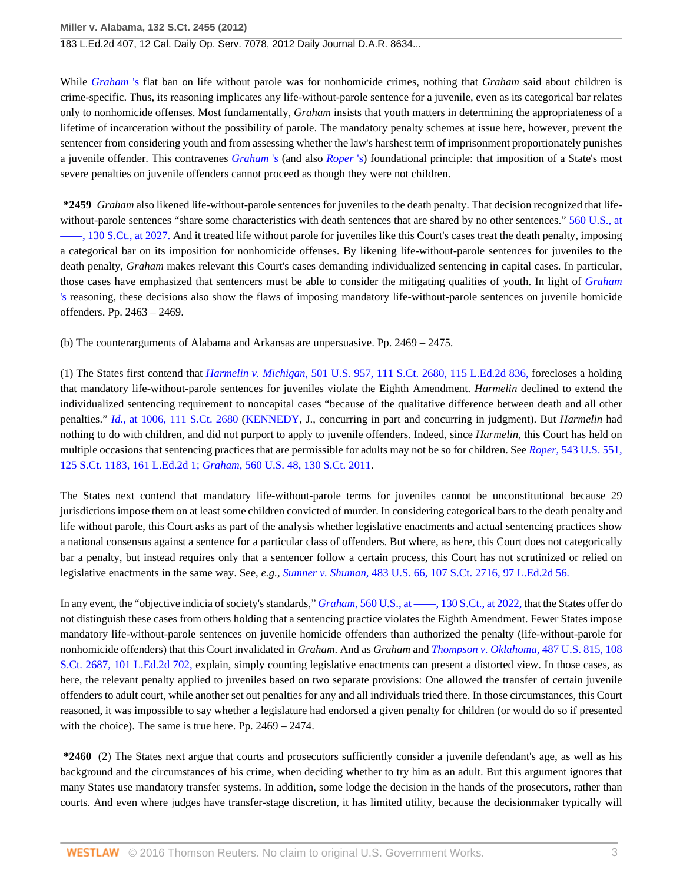While *Graham* 's flat ban on life without parole was for nonhomicide crimes, nothing that *Graham* said about children is crime-specific. Thus, its reasoning implicates any life-without-parole sentence for a juvenile, even as its categorical bar relates only to nonhomicide offenses. Most fundamentally, *Graham* insists that youth matters in determining the appropriateness of a lifetime of incarceration without the possibility of parole. The mandatory penalty schemes at issue here, however, prevent the sentencer from considering youth and from assessing whether the law's harshest term of imprisonment proportionately punishes a juvenile offender. This contravenes *Graham* 's (and also *Roper* 's) foundational principle: that imposition of a State's most severe penalties on juvenile offenders cannot proceed as though they were not children.

**\*2459** *Graham* also likened life-without-parole sentences for juveniles to the death penalty. That decision recognized that life-without-parole sentences "share some characteristics with death sentences that are shared by no other sentences." 560 U.S., at ——, 130 S.Ct., at 2027. And it treated life without parole for juveniles like this Court's cases treat the death penalty, imposing a categorical bar on its imposition for nonhomicide offenses. By likening life-without-parole sentences for juveniles to the death penalty, *Graham* makes relevant this Court's cases demanding individualized sentencing in capital cases. In particular, those cases have emphasized that sentencers must be able to consider the mitigating qualities of youth. In light of *Graham* 's reasoning, these decisions also show the flaws of imposing mandatory life-without-parole sentences on juvenile homicide offenders. Pp. 2463 – 2469.

(b) The counterarguments of Alabama and Arkansas are unpersuasive. Pp. 2469 – 2475.

(1) The States first contend that *Harmelin v. Michigan,* 501 U.S. 957, 111 S.Ct. 2680, 115 L.Ed.2d 836, forecloses a holding that mandatory life-without-parole sentences for juveniles violate the Eighth Amendment. *Harmelin* declined to extend the individualized sentencing requirement to noncapital cases "because of the qualitative difference between death and all other penalties." *Id.,* at 1006, 111 S.Ct. 2680 (KENNEDY, J., concurring in part and concurring in judgment). But *Harmelin* had nothing to do with children, and did not purport to apply to juvenile offenders. Indeed, since *Harmelin,* this Court has held on multiple occasions that sentencing practices that are permissible for adults may not be so for children. See *Roper,* 543 U.S. 551, 125 S.Ct. 1183, 161 L.Ed.2d 1; *Graham,* 560 U.S. 48, 130 S.Ct. 2011.

The States next contend that mandatory life-without-parole terms for juveniles cannot be unconstitutional because 29 jurisdictions impose them on at least some children convicted of murder. In considering categorical bars to the death penalty and life without parole, this Court asks as part of the analysis whether legislative enactments and actual sentencing practices show a national consensus against a sentence for a particular class of offenders. But where, as here, this Court does not categorically bar a penalty, but instead requires only that a sentencer follow a certain process, this Court has not scrutinized or relied on legislative enactments in the same way. See, *e.g., Sumner v. Shuman,* 483 U.S. 66, 107 S.Ct. 2716, 97 L.Ed.2d 56.

In any event, the "objective indicia of society's standards," *Graham,* 560 U.S., at ——, 130 S.Ct., at 2022, that the States offer do not distinguish these cases from others holding that a sentencing practice violates the Eighth Amendment. Fewer States impose mandatory life-without-parole sentences on juvenile homicide offenders than authorized the penalty (life-without-parole for nonhomicide offenders) that this Court invalidated in *Graham.* And as *Graham* and *Thompson v. Oklahoma,* 487 U.S. 815, 108 S.Ct. 2687, 101 L.Ed.2d 702, explain, simply counting legislative enactments can present a distorted view. In those cases, as here, the relevant penalty applied to juveniles based on two separate provisions: One allowed the transfer of certain juvenile offenders to adult court, while another set out penalties for any and all individuals tried there. In those circumstances, this Court reasoned, it was impossible to say whether a legislature had endorsed a given penalty for children (or would do so if presented with the choice). The same is true here. Pp. 2469 – 2474.

**\*2460** (2) The States next argue that courts and prosecutors sufficiently consider a juvenile defendant's age, as well as his background and the circumstances of his crime, when deciding whether to try him as an adult. But this argument ignores that many States use mandatory transfer systems. In addition, some lodge the decision in the hands of the prosecutors, rather than courts. And even where judges have transfer-stage discretion, it has limited utility, because the decisionmaker typically will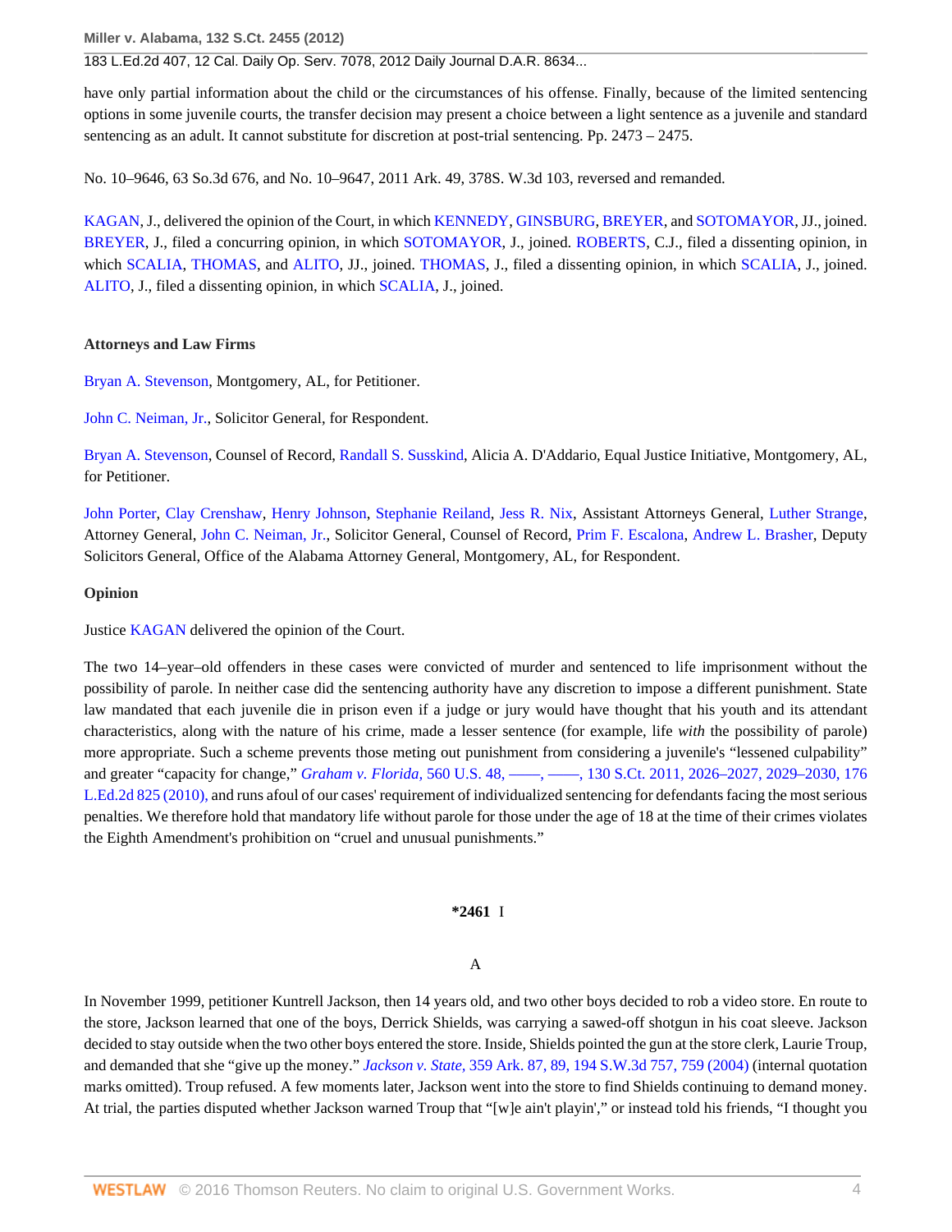have only partial information about the child or the circumstances of his offense. Finally, because of the limited sentencing options in some juvenile courts, the transfer decision may present a choice between a light sentence as a juvenile and standard sentencing as an adult. It cannot substitute for discretion at post-trial sentencing. Pp. 2473 – 2475.

No. 10–9646, 63 So.3d 676, and No. 10–9647, 2011 Ark. 49, 378S. W.3d 103, reversed and remanded.

KAGAN, J., delivered the opinion of the Court, in which KENNEDY, GINSBURG, BREYER, and SOTOMAYOR, JJ., joined. BREYER, J., filed a concurring opinion, in which SOTOMAYOR, J., joined. ROBERTS, C.J., filed a dissenting opinion, in which SCALIA, THOMAS, and ALITO, JJ., joined. THOMAS, J., filed a dissenting opinion, in which SCALIA, J., joined. ALITO, J., filed a dissenting opinion, in which SCALIA, J., joined.

**Attorneys and Law Firms**

Bryan A. Stevenson, Montgomery, AL, for Petitioner.

John C. Neiman, Jr., Solicitor General, for Respondent.

Bryan A. Stevenson, Counsel of Record, Randall S. Susskind, Alicia A. D'Addario, Equal Justice Initiative, Montgomery, AL, for Petitioner.

John Porter, Clay Crenshaw, Henry Johnson, Stephanie Reiland, Jess R. Nix, Assistant Attorneys General, Luther Strange, Attorney General, John C. Neiman, Jr., Solicitor General, Counsel of Record, Prim F. Escalona, Andrew L. Brasher, Deputy Solicitors General, Office of the Alabama Attorney General, Montgomery, AL, for Respondent.

**Opinion**

Justice KAGAN delivered the opinion of the Court.

The two 14–year–old offenders in these cases were convicted of murder and sentenced to life imprisonment without the possibility of parole. In neither case did the sentencing authority have any discretion to impose a different punishment. State law mandated that each juvenile die in prison even if a judge or jury would have thought that his youth and its attendant characteristics, along with the nature of his crime, made a lesser sentence (for example, life *with* the possibility of parole) more appropriate. Such a scheme prevents those meting out punishment from considering a juvenile's "lessened culpability" and greater "capacity for change," *Graham v. Florida,* 560 U.S. 48, ––––, ––––, 130 S.Ct. 2011, 2026–2027, 2029–2030, 176 L.Ed.2d 825 (2010), and runs afoul of our cases' requirement of individualized sentencing for defendants facing the most serious penalties. We therefore hold that mandatory life without parole for those under the age of 18 at the time of their crimes violates the Eighth Amendment's prohibition on "cruel and unusual punishments."

**\*2461** I

A

In November 1999, petitioner Kuntrell Jackson, then 14 years old, and two other boys decided to rob a video store. En route to the store, Jackson learned that one of the boys, Derrick Shields, was carrying a sawed-off shotgun in his coat sleeve. Jackson decided to stay outside when the two other boys entered the store. Inside, Shields pointed the gun at the store clerk, Laurie Troup, and demanded that she "give up the money." *Jackson v. State,* 359 Ark. 87, 89, 194 S.W.3d 757, 759 (2004) (internal quotation marks omitted). Troup refused. A few moments later, Jackson went into the store to find Shields continuing to demand money. At trial, the parties disputed whether Jackson warned Troup that "[w]e ain't playin'," or instead told his friends, "I thought you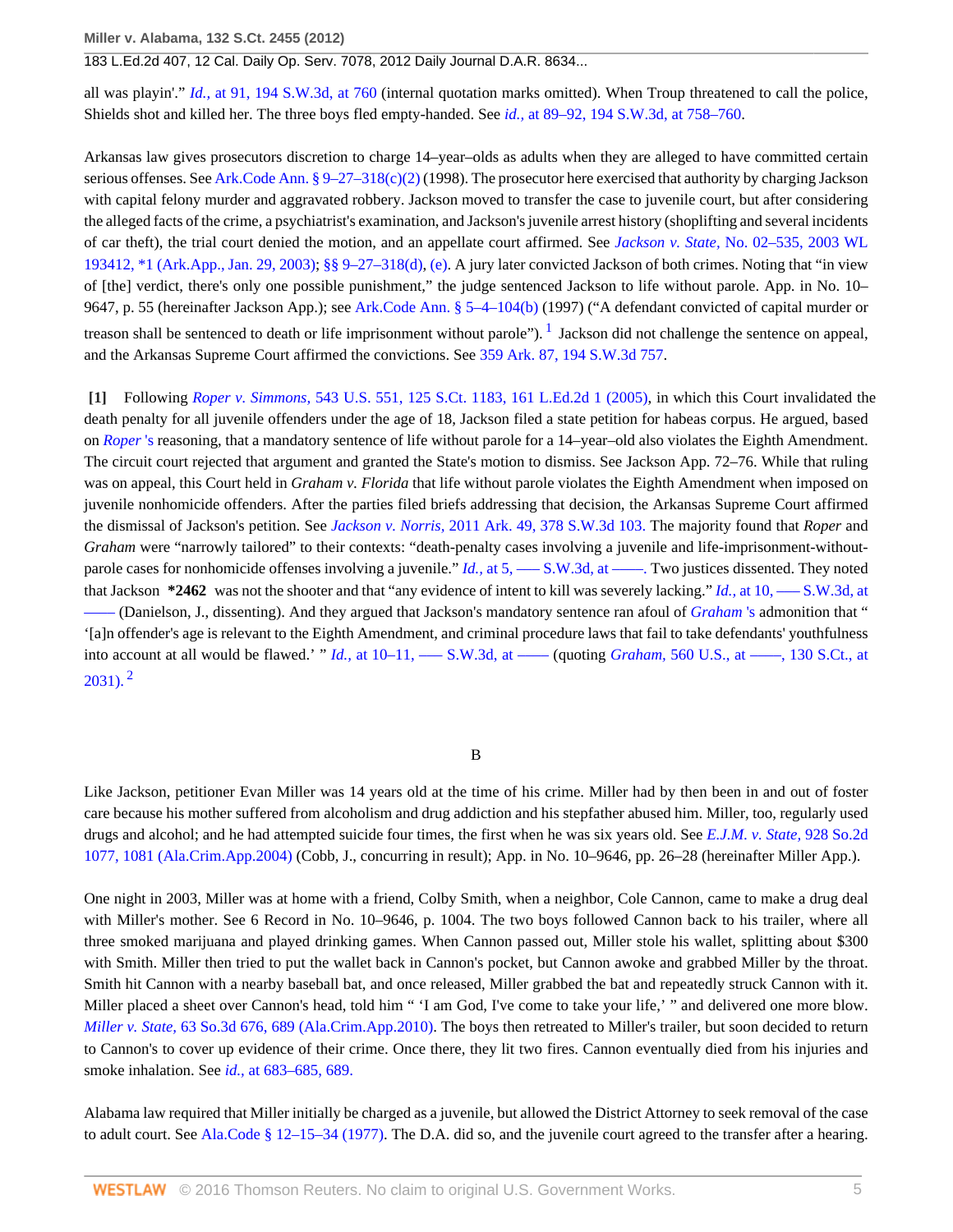all was playin'." *Id.,* at 91, 194 S.W.3d, at 760 (internal quotation marks omitted). When Troup threatened to call the police, Shields shot and killed her. The three boys fled empty-handed. See *id.,* at 89–92, 194 S.W.3d, at 758–760.

Arkansas law gives prosecutors discretion to charge 14–year–olds as adults when they are alleged to have committed certain serious offenses. See Ark.Code Ann. § 9–27–318(c)(2) (1998). The prosecutor here exercised that authority by charging Jackson with capital felony murder and aggravated robbery. Jackson moved to transfer the case to juvenile court, but after considering the alleged facts of the crime, a psychiatrist's examination, and Jackson's juvenile arrest history (shoplifting and several incidents of car theft), the trial court denied the motion, and an appellate court affirmed. See *Jackson v. State,* No. 02–535, 2003 WL 193412, *1 (Ark.App., Jan. 29, 2003); §§ 9–27–318(d), (e). A jury later convicted Jackson of both crimes. Noting that "in view of [the] verdict, there's only one possible punishment," the judge sentenced Jackson to life without parole. App. in No. 10–9647, p. 55 (hereinafter Jackson App.); see Ark.Code Ann. § 5–4–104(b) (1997) ("A defendant convicted of capital murder or treason shall be sentenced to death or life imprisonment without parole").[1] Jackson did not challenge the sentence on appeal, and the Arkansas Supreme Court affirmed the convictions. See 359 Ark. 87, 194 S.W.3d 757.

**[1]** Following *Roper v. Simmons,* 543 U.S. 551, 125 S.Ct. 1183, 161 L.Ed.2d 1 (2005), in which this Court invalidated the death penalty for all juvenile offenders under the age of 18, Jackson filed a state petition for habeas corpus. He argued, based on *Roper* 's reasoning, that a mandatory sentence of life without parole for a 14–year–old also violates the Eighth Amendment. The circuit court rejected that argument and granted the State's motion to dismiss. See Jackson App. 72–76. While that ruling was on appeal, this Court held in *Graham v. Florida* that life without parole violates the Eighth Amendment when imposed on juvenile nonhomicide offenders. After the parties filed briefs addressing that decision, the Arkansas Supreme Court affirmed the dismissal of Jackson's petition. See *Jackson v. Norris,* 2011 Ark. 49, 378 S.W.3d 103. The majority found that *Roper* and *Graham* were "narrowly tailored" to their contexts: "death-penalty cases involving a juvenile and life-imprisonment-without-parole cases for nonhomicide offenses involving a juvenile." *Id.,* at 5, ––– S.W.3d, at ––––. Two justices dissented. They noted that Jackson **\*2462** was not the shooter and that "any evidence of intent to kill was severely lacking." *Id.,* at 10, ––– S.W.3d, at –––– (Danielson, J., dissenting). And they argued that Jackson's mandatory sentence ran afoul of *Graham* 's admonition that " '[a]n offender's age is relevant to the Eighth Amendment, and criminal procedure laws that fail to take defendants' youthfulness into account at all would be flawed.' " *Id.,* at 10–11, ––– S.W.3d, at –––– (quoting *Graham,* 560 U.S., at ––––, 130 S.Ct., at 2031).[2]

## B

Like Jackson, petitioner Evan Miller was 14 years old at the time of his crime. Miller had by then been in and out of foster care because his mother suffered from alcoholism and drug addiction and his stepfather abused him. Miller, too, regularly used drugs and alcohol; and he had attempted suicide four times, the first when he was six years old. See *E.J.M. v. State,* 928 So.2d 1077, 1081 (Ala.Crim.App.2004) (Cobb, J., concurring in result); App. in No. 10–9646, pp. 26–28 (hereinafter Miller App.).

One night in 2003, Miller was at home with a friend, Colby Smith, when a neighbor, Cole Cannon, came to make a drug deal with Miller's mother. See 6 Record in No. 10–9646, p. 1004. The two boys followed Cannon back to his trailer, where all three smoked marijuana and played drinking games. When Cannon passed out, Miller stole his wallet, splitting about $300 with Smith. Miller then tried to put the wallet back in Cannon's pocket, but Cannon awoke and grabbed Miller by the throat. Smith hit Cannon with a nearby baseball bat, and once released, Miller grabbed the bat and repeatedly struck Cannon with it. Miller placed a sheet over Cannon's head, told him " 'I am God, I've come to take your life,' " and delivered one more blow. *Miller v. State,* 63 So.3d 676, 689 (Ala.Crim.App.2010). The boys then retreated to Miller's trailer, but soon decided to return to Cannon's to cover up evidence of their crime. Once there, they lit two fires. Cannon eventually died from his injuries and smoke inhalation. See *id.,* at 683–685, 689.

Alabama law required that Miller initially be charged as a juvenile, but allowed the District Attorney to seek removal of the case to adult court. See Ala.Code § 12–15–34 (1977). The D.A. did so, and the juvenile court agreed to the transfer after a hearing.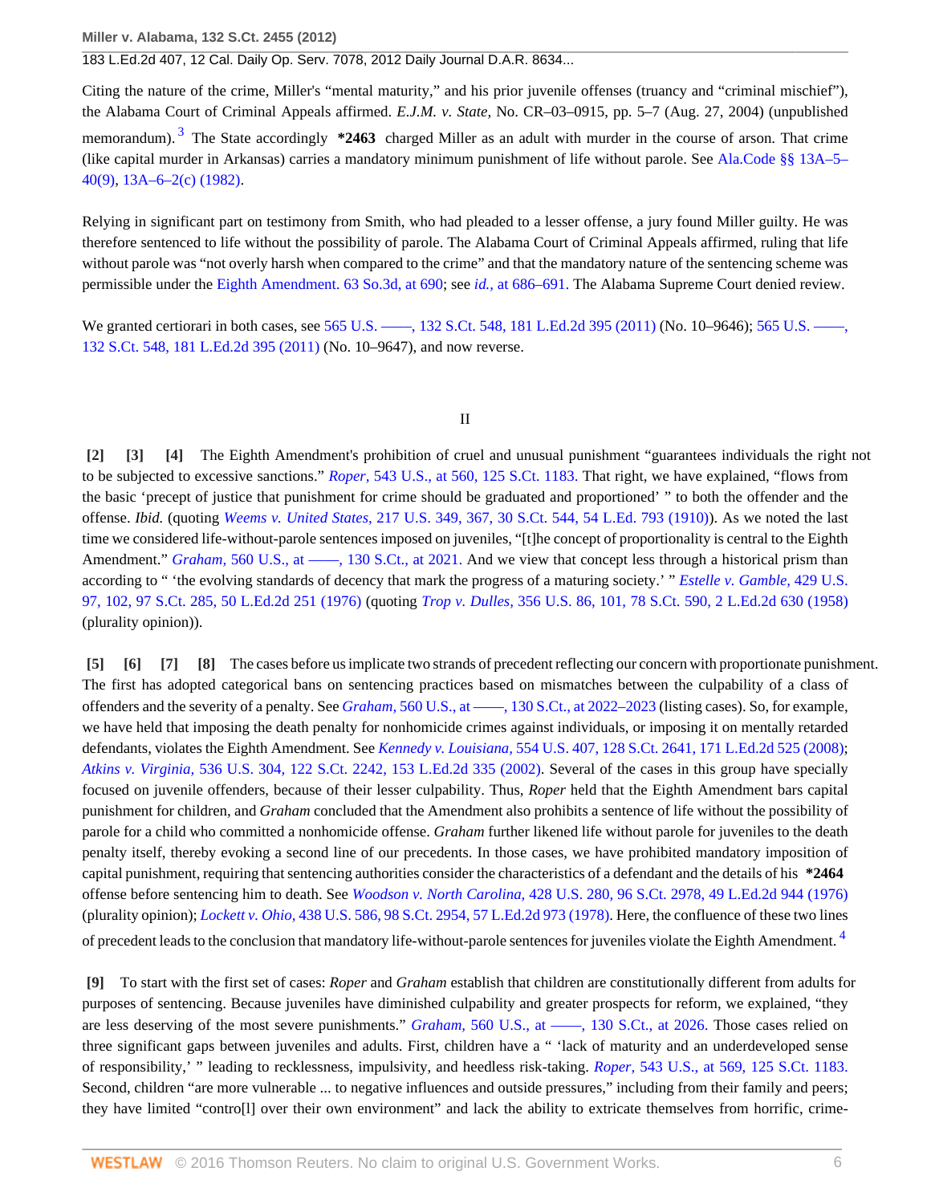Citing the nature of the crime, Miller's "mental maturity," and his prior juvenile offenses (truancy and "criminal mischief"), the Alabama Court of Criminal Appeals affirmed. *E.J.M. v. State,* No. CR–03–0915, pp. 5–7 (Aug. 27, 2004) (unpublished memorandum).[3] The State accordingly **\*2463** charged Miller as an adult with murder in the course of arson. That crime (like capital murder in Arkansas) carries a mandatory minimum punishment of life without parole. See Ala.Code §§ 13A–5–40(9), 13A–6–2(c) (1982).

Relying in significant part on testimony from Smith, who had pleaded to a lesser offense, a jury found Miller guilty. He was therefore sentenced to life without the possibility of parole. The Alabama Court of Criminal Appeals affirmed, ruling that life without parole was "not overly harsh when compared to the crime" and that the mandatory nature of the sentencing scheme was permissible under the Eighth Amendment. 63 So.3d, at 690; see *id.,* at 686–691. The Alabama Supreme Court denied review.

We granted certiorari in both cases, see 565 U.S. ––––, 132 S.Ct. 548, 181 L.Ed.2d 395 (2011) (No. 10–9646); 565 U.S. ––––, 132 S.Ct. 548, 181 L.Ed.2d 395 (2011) (No. 10–9647), and now reverse.

## II

**[2] [3] [4]** The Eighth Amendment's prohibition of cruel and unusual punishment "guarantees individuals the right not to be subjected to excessive sanctions." *Roper,* 543 U.S., at 560, 125 S.Ct. 1183. That right, we have explained, "flows from the basic 'precept of justice that punishment for crime should be graduated and proportioned' " to both the offender and the offense. *Ibid.* (quoting *Weems v. United States,* 217 U.S. 349, 367, 30 S.Ct. 544, 54 L.Ed. 793 (1910)). As we noted the last time we considered life-without-parole sentences imposed on juveniles, "[t]he concept of proportionality is central to the Eighth Amendment." *Graham,* 560 U.S., at ––––, 130 S.Ct., at 2021. And we view that concept less through a historical prism than according to " 'the evolving standards of decency that mark the progress of a maturing society.' " *Estelle v. Gamble,* 429 U.S. 97, 102, 97 S.Ct. 285, 50 L.Ed.2d 251 (1976) (quoting *Trop v. Dulles,* 356 U.S. 86, 101, 78 S.Ct. 590, 2 L.Ed.2d 630 (1958) (plurality opinion)).

**[5] [6] [7] [8]** The cases before us implicate two strands of precedent reflecting our concern with proportionate punishment. The first has adopted categorical bans on sentencing practices based on mismatches between the culpability of a class of offenders and the severity of a penalty. See *Graham,* 560 U.S., at ––––, 130 S.Ct., at 2022–2023 (listing cases). So, for example, we have held that imposing the death penalty for nonhomicide crimes against individuals, or imposing it on mentally retarded defendants, violates the Eighth Amendment. See *Kennedy v. Louisiana,* 554 U.S. 407, 128 S.Ct. 2641, 171 L.Ed.2d 525 (2008); *Atkins v. Virginia,* 536 U.S. 304, 122 S.Ct. 2242, 153 L.Ed.2d 335 (2002). Several of the cases in this group have specially focused on juvenile offenders, because of their lesser culpability. Thus, *Roper* held that the Eighth Amendment bars capital punishment for children, and *Graham* concluded that the Amendment also prohibits a sentence of life without the possibility of parole for a child who committed a nonhomicide offense. *Graham* further likened life without parole for juveniles to the death penalty itself, thereby evoking a second line of our precedents. In those cases, we have prohibited mandatory imposition of capital punishment, requiring that sentencing authorities consider the characteristics of a defendant and the details of his **\*2464** offense before sentencing him to death. See *Woodson v. North Carolina,* 428 U.S. 280, 96 S.Ct. 2978, 49 L.Ed.2d 944 (1976) (plurality opinion); *Lockett v. Ohio,* 438 U.S. 586, 98 S.Ct. 2954, 57 L.Ed.2d 973 (1978). Here, the confluence of these two lines of precedent leads to the conclusion that mandatory life-without-parole sentences for juveniles violate the Eighth Amendment.[4]

**[9]** To start with the first set of cases: *Roper* and *Graham* establish that children are constitutionally different from adults for purposes of sentencing. Because juveniles have diminished culpability and greater prospects for reform, we explained, "they are less deserving of the most severe punishments." *Graham,* 560 U.S., at ––––, 130 S.Ct., at 2026. Those cases relied on three significant gaps between juveniles and adults. First, children have a " 'lack of maturity and an underdeveloped sense of responsibility,' " leading to recklessness, impulsivity, and heedless risk-taking. *Roper,* 543 U.S., at 569, 125 S.Ct. 1183. Second, children "are more vulnerable ... to negative influences and outside pressures," including from their family and peers; they have limited "contro[l] over their own environment" and lack the ability to extricate themselves from horrific, crime-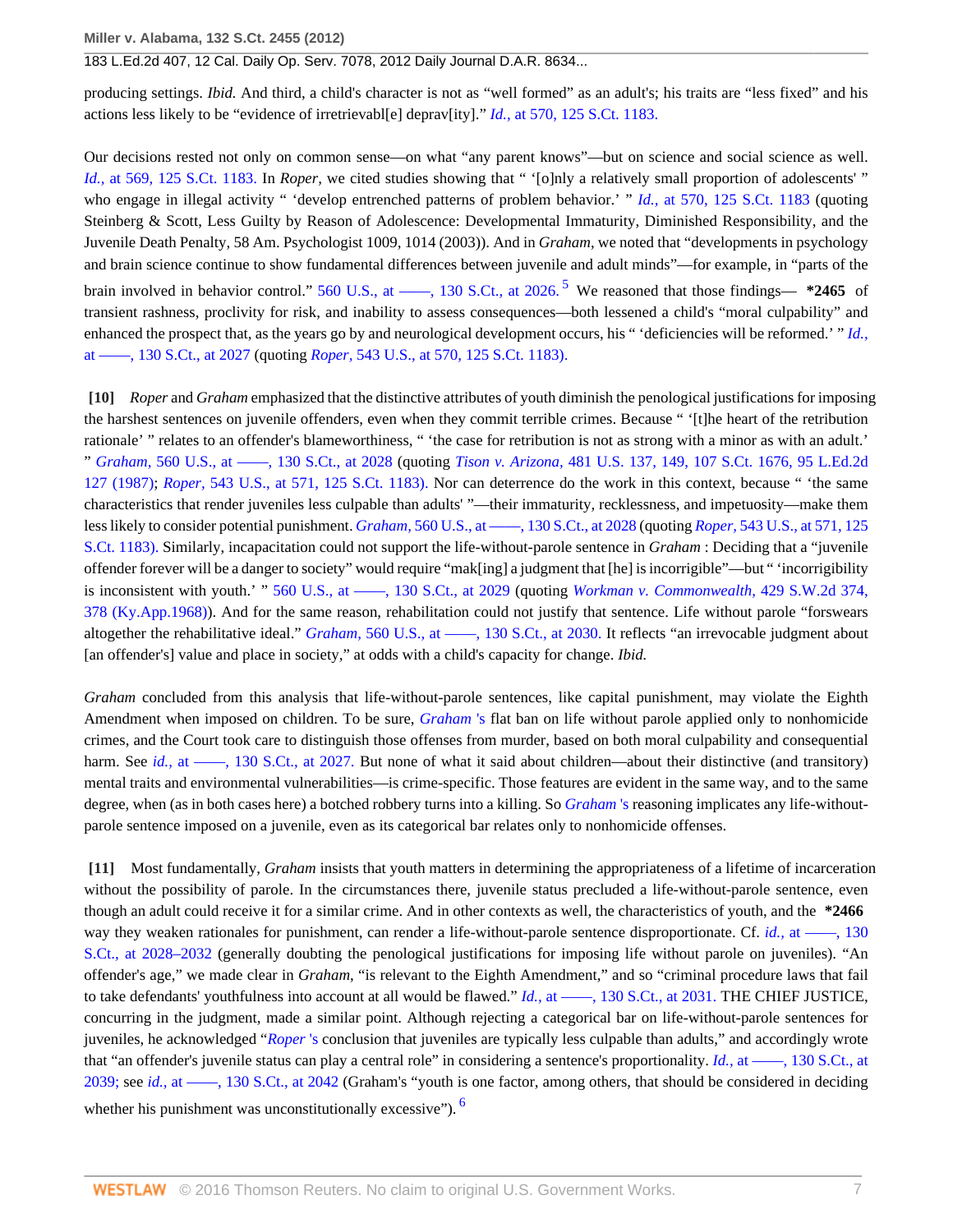producing settings. *Ibid.* And third, a child's character is not as "well formed" as an adult's; his traits are "less fixed" and his actions less likely to be "evidence of irretrievabl[e] deprav[ity]." *Id.,* at 570, 125 S.Ct. 1183.

Our decisions rested not only on common sense—on what "any parent knows"—but on science and social science as well. *Id.,* at 569, 125 S.Ct. 1183. In *Roper*, we cited studies showing that " '[o]nly a relatively small proportion of adolescents' " who engage in illegal activity " 'develop entrenched patterns of problem behavior.' " *Id.,* at 570, 125 S.Ct. 1183 (quoting Steinberg & Scott, Less Guilty by Reason of Adolescence: Developmental Immaturity, Diminished Responsibility, and the Juvenile Death Penalty, 58 Am. Psychologist 1009, 1014 (2003)). And in *Graham*, we noted that "developments in psychology and brain science continue to show fundamental differences between juvenile and adult minds"—for example, in "parts of the brain involved in behavior control." 560 U.S., at ––––, 130 S.Ct., at 2026.[5] We reasoned that those findings— **\*2465** of transient rashness, proclivity for risk, and inability to assess consequences—both lessened a child's "moral culpability" and enhanced the prospect that, as the years go by and neurological development occurs, his " 'deficiencies will be reformed.' " *Id.,* at ––––, 130 S.Ct., at 2027 (quoting *Roper,* 543 U.S., at 570, 125 S.Ct. 1183).

**[10]** *Roper* and *Graham* emphasized that the distinctive attributes of youth diminish the penological justifications for imposing the harshest sentences on juvenile offenders, even when they commit terrible crimes. Because " '[t]he heart of the retribution rationale' " relates to an offender's blameworthiness, " 'the case for retribution is not as strong with a minor as with an adult.' " *Graham,* 560 U.S., at ––––, 130 S.Ct., at 2028 (quoting *Tison v. Arizona,* 481 U.S. 137, 149, 107 S.Ct. 1676, 95 L.Ed.2d 127 (1987); *Roper,* 543 U.S., at 571, 125 S.Ct. 1183). Nor can deterrence do the work in this context, because " 'the same characteristics that render juveniles less culpable than adults' "—their immaturity, recklessness, and impetuosity—make them less likely to consider potential punishment. *Graham,* 560 U.S., at ––––, 130 S.Ct., at 2028 (quoting *Roper,* 543 U.S., at 571, 125 S.Ct. 1183). Similarly, incapacitation could not support the life-without-parole sentence in *Graham* : Deciding that a "juvenile offender forever will be a danger to society" would require "mak[ing] a judgment that [he] is incorrigible"—but " 'incorrigibility is inconsistent with youth.' " 560 U.S., at ––––, 130 S.Ct., at 2029 (quoting *Workman v. Commonwealth,* 429 S.W.2d 374, 378 (Ky.App.1968)). And for the same reason, rehabilitation could not justify that sentence. Life without parole "forswears altogether the rehabilitative ideal." *Graham,* 560 U.S., at ––––, 130 S.Ct., at 2030. It reflects "an irrevocable judgment about [an offender's] value and place in society," at odds with a child's capacity for change. *Ibid.*

*Graham* concluded from this analysis that life-without-parole sentences, like capital punishment, may violate the Eighth Amendment when imposed on children. To be sure, *Graham* 's flat ban on life without parole applied only to nonhomicide crimes, and the Court took care to distinguish those offenses from murder, based on both moral culpability and consequential harm. See *id.,* at ––––, 130 S.Ct., at 2027. But none of what it said about children—about their distinctive (and transitory) mental traits and environmental vulnerabilities—is crime-specific. Those features are evident in the same way, and to the same degree, when (as in both cases here) a botched robbery turns into a killing. So *Graham* 's reasoning implicates any life-without-parole sentence imposed on a juvenile, even as its categorical bar relates only to nonhomicide offenses.

**[11]** Most fundamentally, *Graham* insists that youth matters in determining the appropriateness of a lifetime of incarceration without the possibility of parole. In the circumstances there, juvenile status precluded a life-without-parole sentence, even though an adult could receive it for a similar crime. And in other contexts as well, the characteristics of youth, and the **\*2466** way they weaken rationales for punishment, can render a life-without-parole sentence disproportionate. Cf. *id.,* at ––––, 130 S.Ct., at 2028–2032 (generally doubting the penological justifications for imposing life without parole on juveniles). "An offender's age," we made clear in *Graham*, "is relevant to the Eighth Amendment," and so "criminal procedure laws that fail to take defendants' youthfulness into account at all would be flawed." *Id.,* at ––––, 130 S.Ct., at 2031. THE CHIEF JUSTICE, concurring in the judgment, made a similar point. Although rejecting a categorical bar on life-without-parole sentences for juveniles, he acknowledged "*Roper* 's conclusion that juveniles are typically less culpable than adults," and accordingly wrote that "an offender's juvenile status can play a central role" in considering a sentence's proportionality. *Id.,* at ––––, 130 S.Ct., at 2039; see *id.,* at ––––, 130 S.Ct., at 2042 (Graham's "youth is one factor, among others, that should be considered in deciding whether his punishment was unconstitutionally excessive").[6]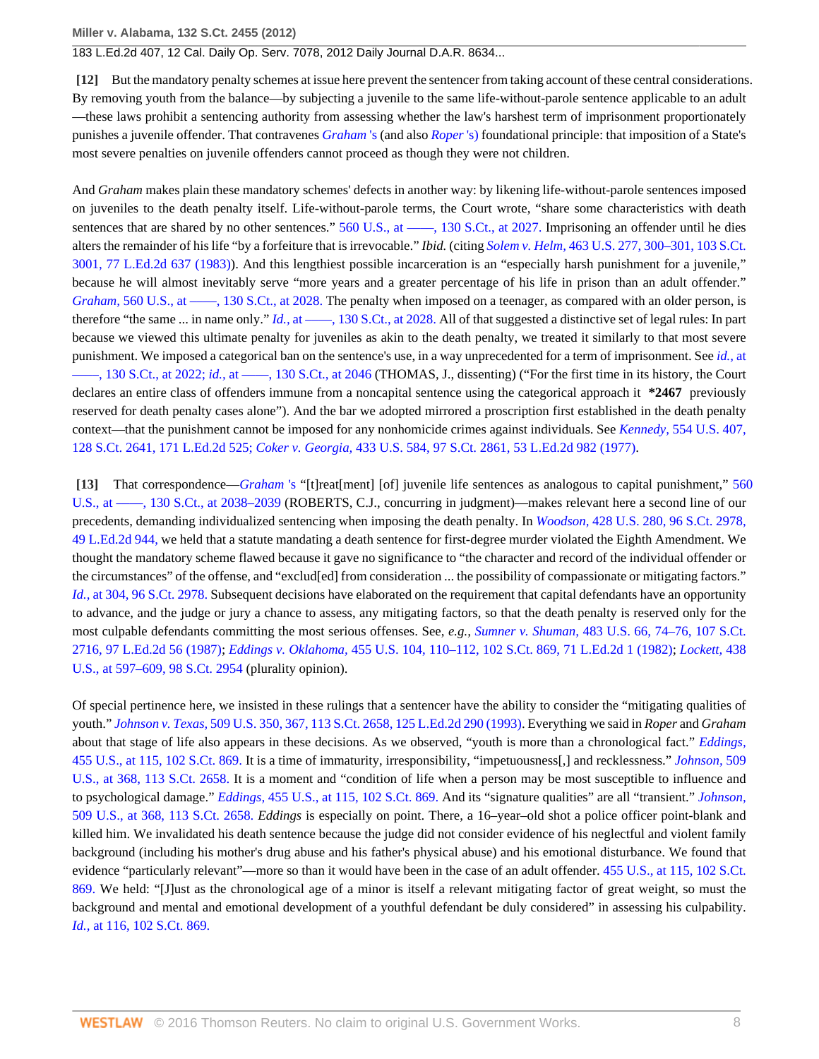**[12]** But the mandatory penalty schemes at issue here prevent the sentencer from taking account of these central considerations. By removing youth from the balance—by subjecting a juvenile to the same life-without-parole sentence applicable to an adult—these laws prohibit a sentencing authority from assessing whether the law's harshest term of imprisonment proportionately punishes a juvenile offender. That contravenes *Graham* 's (and also *Roper* 's) foundational principle: that imposition of a State's most severe penalties on juvenile offenders cannot proceed as though they were not children.

And *Graham* makes plain these mandatory schemes' defects in another way: by likening life-without-parole sentences imposed on juveniles to the death penalty itself. Life-without-parole terms, the Court wrote, "share some characteristics with death sentences that are shared by no other sentences." 560 U.S., at ––––, 130 S.Ct., at 2027. Imprisoning an offender until he dies alters the remainder of his life "by a forfeiture that is irrevocable." *Ibid.* (citing *Solem v. Helm,* 463 U.S. 277, 300–301, 103 S.Ct. 3001, 77 L.Ed.2d 637 (1983)). And this lengthiest possible incarceration is an "especially harsh punishment for a juvenile," because he will almost inevitably serve "more years and a greater percentage of his life in prison than an adult offender." *Graham,* 560 U.S., at ––––, 130 S.Ct., at 2028. The penalty when imposed on a teenager, as compared with an older person, is therefore "the same ... in name only." *Id.,* at ––––, 130 S.Ct., at 2028. All of that suggested a distinctive set of legal rules: In part because we viewed this ultimate penalty for juveniles as akin to the death penalty, we treated it similarly to that most severe punishment. We imposed a categorical ban on the sentence's use, in a way unprecedented for a term of imprisonment. See *id.,* at ––––, 130 S.Ct., at 2022; *id.,* at ––––, 130 S.Ct., at 2046 (THOMAS, J., dissenting) ("For the first time in its history, the Court declares an entire class of offenders immune from a noncapital sentence using the categorical approach it **\*2467** previously reserved for death penalty cases alone"). And the bar we adopted mirrored a proscription first established in the death penalty context—that the punishment cannot be imposed for any nonhomicide crimes against individuals. See *Kennedy,* 554 U.S. 407, 128 S.Ct. 2641, 171 L.Ed.2d 525; *Coker v. Georgia,* 433 U.S. 584, 97 S.Ct. 2861, 53 L.Ed.2d 982 (1977).

**[13]** That correspondence—*Graham* 's "[t]reat[ment] [of] juvenile life sentences as analogous to capital punishment," 560 U.S., at ––––, 130 S.Ct., at 2038–2039 (ROBERTS, C.J., concurring in judgment)—makes relevant here a second line of our precedents, demanding individualized sentencing when imposing the death penalty. In *Woodson,* 428 U.S. 280, 96 S.Ct. 2978, 49 L.Ed.2d 944, we held that a statute mandating a death sentence for first-degree murder violated the Eighth Amendment. We thought the mandatory scheme flawed because it gave no significance to "the character and record of the individual offender or the circumstances" of the offense, and "exclud[ed] from consideration ... the possibility of compassionate or mitigating factors." *Id.,* at 304, 96 S.Ct. 2978. Subsequent decisions have elaborated on the requirement that capital defendants have an opportunity to advance, and the judge or jury a chance to assess, any mitigating factors, so that the death penalty is reserved only for the most culpable defendants committing the most serious offenses. See, *e.g., Sumner v. Shuman,* 483 U.S. 66, 74–76, 107 S.Ct. 2716, 97 L.Ed.2d 56 (1987); *Eddings v. Oklahoma,* 455 U.S. 104, 110–112, 102 S.Ct. 869, 71 L.Ed.2d 1 (1982); *Lockett,* 438 U.S., at 597–609, 98 S.Ct. 2954 (plurality opinion).

Of special pertinence here, we insisted in these rulings that a sentencer have the ability to consider the "mitigating qualities of youth." *Johnson v. Texas,* 509 U.S. 350, 367, 113 S.Ct. 2658, 125 L.Ed.2d 290 (1993). Everything we said in *Roper* and *Graham* about that stage of life also appears in these decisions. As we observed, "youth is more than a chronological fact." *Eddings,* 455 U.S., at 115, 102 S.Ct. 869. It is a time of immaturity, irresponsibility, "impetuousness[,] and recklessness." *Johnson,* 509 U.S., at 368, 113 S.Ct. 2658. It is a moment and "condition of life when a person may be most susceptible to influence and to psychological damage." *Eddings,* 455 U.S., at 115, 102 S.Ct. 869. And its "signature qualities" are all "transient." *Johnson,* 509 U.S., at 368, 113 S.Ct. 2658. *Eddings* is especially on point. There, a 16–year–old shot a police officer point-blank and killed him. We invalidated his death sentence because the judge did not consider evidence of his neglectful and violent family background (including his mother's drug abuse and his father's physical abuse) and his emotional disturbance. We found that evidence "particularly relevant"—more so than it would have been in the case of an adult offender. 455 U.S., at 115, 102 S.Ct. 869. We held: "[J]ust as the chronological age of a minor is itself a relevant mitigating factor of great weight, so must the background and mental and emotional development of a youthful defendant be duly considered" in assessing his culpability. *Id.,* at 116, 102 S.Ct. 869.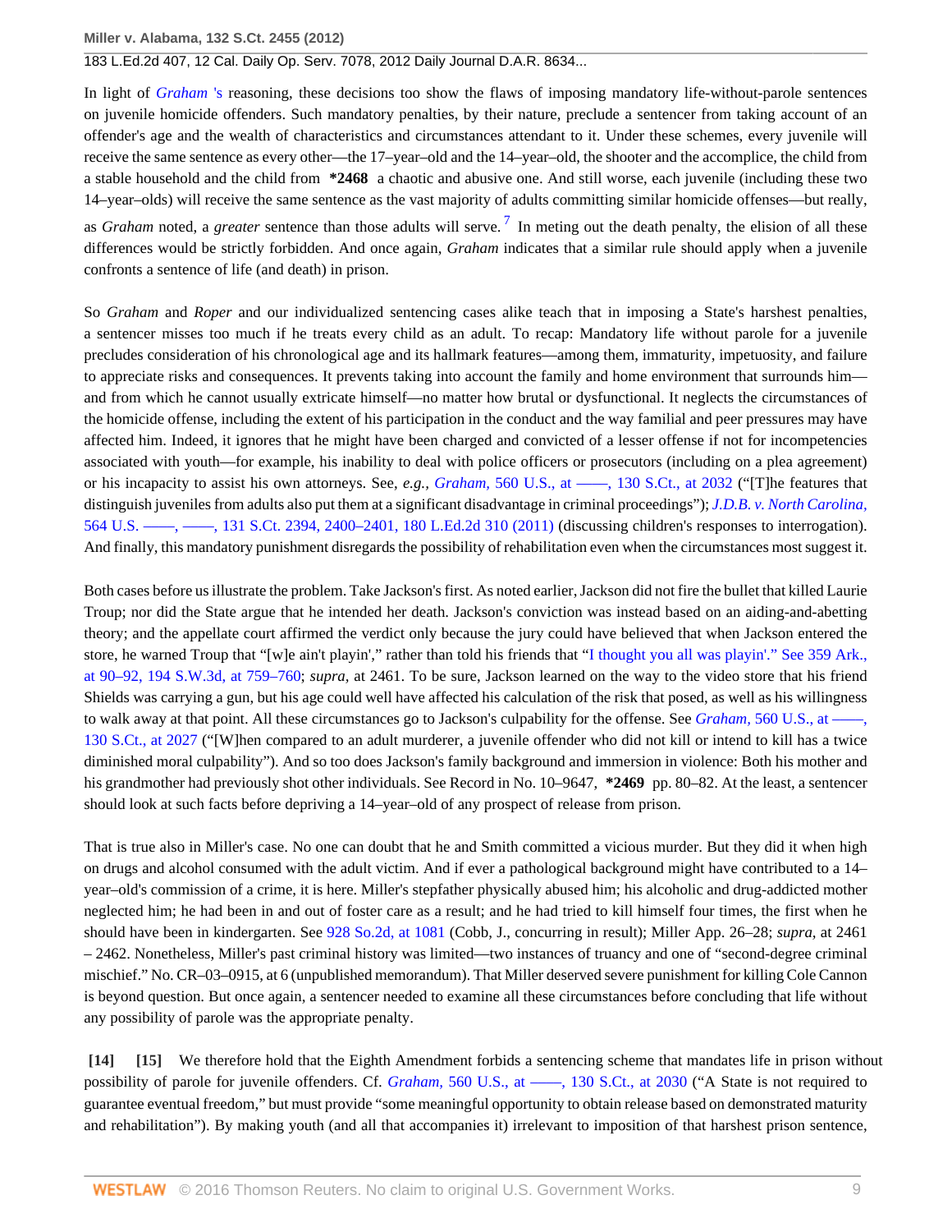In light of *Graham* 's reasoning, these decisions too show the flaws of imposing mandatory life-without-parole sentences on juvenile homicide offenders. Such mandatory penalties, by their nature, preclude a sentencer from taking account of an offender's age and the wealth of characteristics and circumstances attendant to it. Under these schemes, every juvenile will receive the same sentence as every other—the 17–year–old and the 14–year–old, the shooter and the accomplice, the child from a stable household and the child from **\*2468** a chaotic and abusive one. And still worse, each juvenile (including these two 14–year–olds) will receive the same sentence as the vast majority of adults committing similar homicide offenses—but really, as *Graham* noted, a *greater* sentence than those adults will serve. [7] In meting out the death penalty, the elision of all these differences would be strictly forbidden. And once again, *Graham* indicates that a similar rule should apply when a juvenile confronts a sentence of life (and death) in prison.

So *Graham* and *Roper* and our individualized sentencing cases alike teach that in imposing a State's harshest penalties, a sentencer misses too much if he treats every child as an adult. To recap: Mandatory life without parole for a juvenile precludes consideration of his chronological age and its hallmark features—among them, immaturity, impetuosity, and failure to appreciate risks and consequences. It prevents taking into account the family and home environment that surrounds him—and from which he cannot usually extricate himself—no matter how brutal or dysfunctional. It neglects the circumstances of the homicide offense, including the extent of his participation in the conduct and the way familial and peer pressures may have affected him. Indeed, it ignores that he might have been charged and convicted of a lesser offense if not for incompetencies associated with youth—for example, his inability to deal with police officers or prosecutors (including on a plea agreement) or his incapacity to assist his own attorneys. See, *e.g., Graham,* 560 U.S., at ––––, 130 S.Ct., at 2032 ("[T]he features that distinguish juveniles from adults also put them at a significant disadvantage in criminal proceedings"); *J.D.B. v. North Carolina,* 564 U.S. ––––, ––––, 131 S.Ct. 2394, 2400–2401, 180 L.Ed.2d 310 (2011) (discussing children's responses to interrogation). And finally, this mandatory punishment disregards the possibility of rehabilitation even when the circumstances most suggest it.

Both cases before us illustrate the problem. Take Jackson's first. As noted earlier, Jackson did not fire the bullet that killed Laurie Troup; nor did the State argue that he intended her death. Jackson's conviction was instead based on an aiding-and-abetting theory; and the appellate court affirmed the verdict only because the jury could have believed that when Jackson entered the store, he warned Troup that "[w]e ain't playin'," rather than told his friends that "I thought you all was playin'." See 359 Ark., at 90–92, 194 S.W.3d, at 759–760; *supra,* at 2461. To be sure, Jackson learned on the way to the video store that his friend Shields was carrying a gun, but his age could well have affected his calculation of the risk that posed, as well as his willingness to walk away at that point. All these circumstances go to Jackson's culpability for the offense. See *Graham,* 560 U.S., at ––––, 130 S.Ct., at 2027 ("[W]hen compared to an adult murderer, a juvenile offender who did not kill or intend to kill has a twice diminished moral culpability"). And so too does Jackson's family background and immersion in violence: Both his mother and his grandmother had previously shot other individuals. See Record in No. 10–9647, **\*2469** pp. 80–82. At the least, a sentencer should look at such facts before depriving a 14–year–old of any prospect of release from prison.

That is true also in Miller's case. No one can doubt that he and Smith committed a vicious murder. But they did it when high on drugs and alcohol consumed with the adult victim. And if ever a pathological background might have contributed to a 14–year–old's commission of a crime, it is here. Miller's stepfather physically abused him; his alcoholic and drug-addicted mother neglected him; he had been in and out of foster care as a result; and he had tried to kill himself four times, the first when he should have been in kindergarten. See 928 So.2d, at 1081 (Cobb, J., concurring in result); Miller App. 26–28; *supra,* at 2461 – 2462. Nonetheless, Miller's past criminal history was limited—two instances of truancy and one of "second-degree criminal mischief." No. CR–03–0915, at 6 (unpublished memorandum). That Miller deserved severe punishment for killing Cole Cannon is beyond question. But once again, a sentencer needed to examine all these circumstances before concluding that life without any possibility of parole was the appropriate penalty.

**[14]** **[15]** We therefore hold that the Eighth Amendment forbids a sentencing scheme that mandates life in prison without possibility of parole for juvenile offenders. Cf. *Graham,* 560 U.S., at ––––, 130 S.Ct., at 2030 ("A State is not required to guarantee eventual freedom," but must provide "some meaningful opportunity to obtain release based on demonstrated maturity and rehabilitation"). By making youth (and all that accompanies it) irrelevant to imposition of that harshest prison sentence,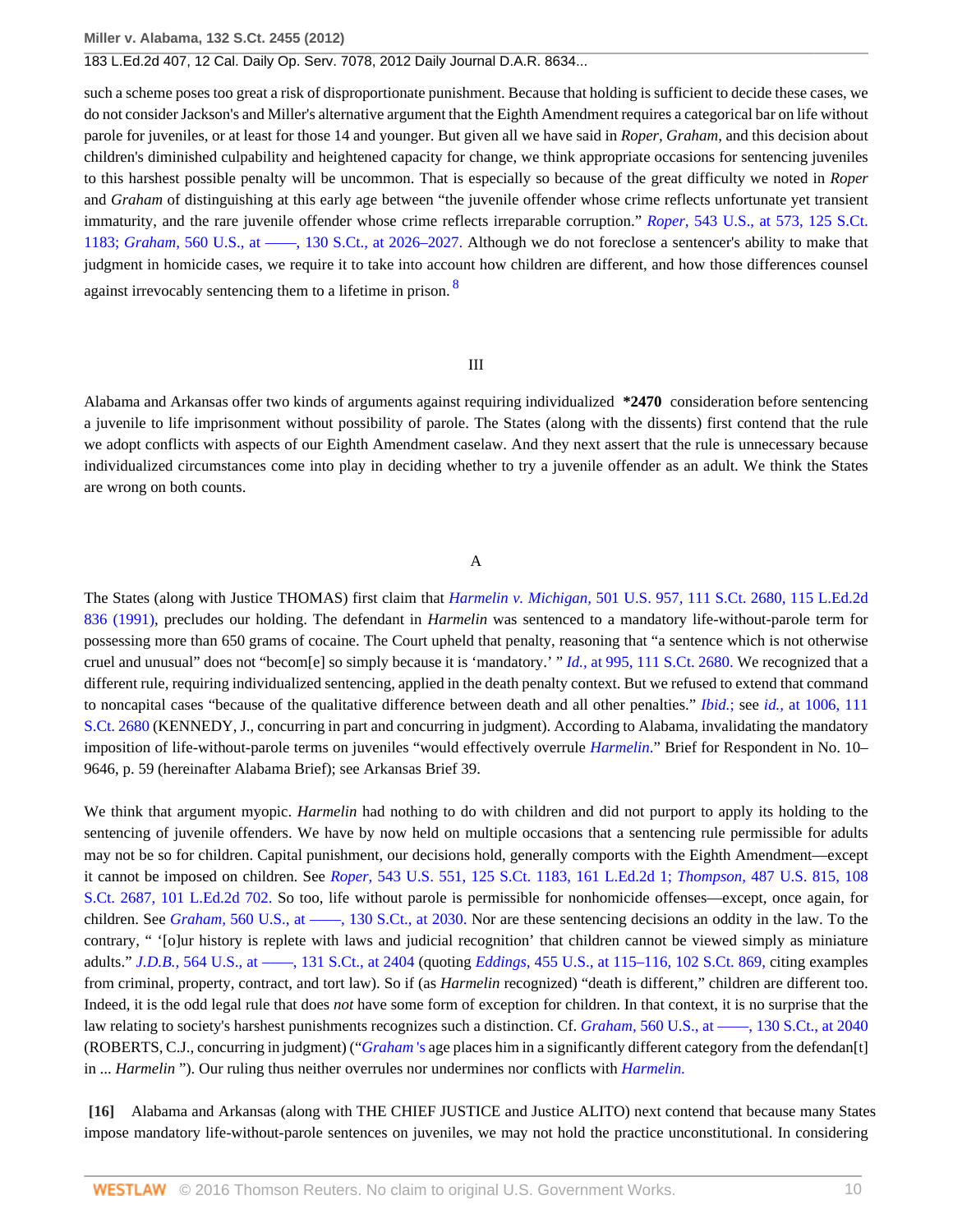such a scheme poses too great a risk of disproportionate punishment. Because that holding is sufficient to decide these cases, we do not consider Jackson's and Miller's alternative argument that the Eighth Amendment requires a categorical bar on life without parole for juveniles, or at least for those 14 and younger. But given all we have said in *Roper, Graham*, and this decision about children's diminished culpability and heightened capacity for change, we think appropriate occasions for sentencing juveniles to this harshest possible penalty will be uncommon. That is especially so because of the great difficulty we noted in *Roper* and *Graham* of distinguishing at this early age between "the juvenile offender whose crime reflects unfortunate yet transient immaturity, and the rare juvenile offender whose crime reflects irreparable corruption." *Roper,* 543 U.S., at 573, 125 S.Ct. 1183; *Graham,* 560 U.S., at ––––, 130 S.Ct., at 2026–2027. Although we do not foreclose a sentencer's ability to make that judgment in homicide cases, we require it to take into account how children are different, and how those differences counsel against irrevocably sentencing them to a lifetime in prison. [8]

## III

Alabama and Arkansas offer two kinds of arguments against requiring individualized **\*2470** consideration before sentencing a juvenile to life imprisonment without possibility of parole. The States (along with the dissents) first contend that the rule we adopt conflicts with aspects of our Eighth Amendment caselaw. And they next assert that the rule is unnecessary because individualized circumstances come into play in deciding whether to try a juvenile offender as an adult. We think the States are wrong on both counts.

### A

The States (along with Justice THOMAS) first claim that *Harmelin v. Michigan,* 501 U.S. 957, 111 S.Ct. 2680, 115 L.Ed.2d 836 (1991), precludes our holding. The defendant in *Harmelin* was sentenced to a mandatory life-without-parole term for possessing more than 650 grams of cocaine. The Court upheld that penalty, reasoning that "a sentence which is not otherwise cruel and unusual" does not "becom[e] so simply because it is 'mandatory.' " *Id.,* at 995, 111 S.Ct. 2680. We recognized that a different rule, requiring individualized sentencing, applied in the death penalty context. But we refused to extend that command to noncapital cases "because of the qualitative difference between death and all other penalties." *Ibid.*; see *id.,* at 1006, 111 S.Ct. 2680 (KENNEDY, J., concurring in part and concurring in judgment). According to Alabama, invalidating the mandatory imposition of life-without-parole terms on juveniles "would effectively overrule *Harmelin*." Brief for Respondent in No. 10–9646, p. 59 (hereinafter Alabama Brief); see Arkansas Brief 39.

We think that argument myopic. *Harmelin* had nothing to do with children and did not purport to apply its holding to the sentencing of juvenile offenders. We have by now held on multiple occasions that a sentencing rule permissible for adults may not be so for children. Capital punishment, our decisions hold, generally comports with the Eighth Amendment—except it cannot be imposed on children. See *Roper,* 543 U.S. 551, 125 S.Ct. 1183, 161 L.Ed.2d 1; *Thompson,* 487 U.S. 815, 108 S.Ct. 2687, 101 L.Ed.2d 702. So too, life without parole is permissible for nonhomicide offenses—except, once again, for children. See *Graham,* 560 U.S., at ––––, 130 S.Ct., at 2030. Nor are these sentencing decisions an oddity in the law. To the contrary, " '[o]ur history is replete with laws and judicial recognition' that children cannot be viewed simply as miniature adults." *J.D.B.,* 564 U.S., at ––––, 131 S.Ct., at 2404 (quoting *Eddings,* 455 U.S., at 115–116, 102 S.Ct. 869, citing examples from criminal, property, contract, and tort law). So if (as *Harmelin* recognized) "death is different," children are different too. Indeed, it is the odd legal rule that does *not* have some form of exception for children. In that context, it is no surprise that the law relating to society's harshest punishments recognizes such a distinction. Cf. *Graham,* 560 U.S., at ––––, 130 S.Ct., at 2040 (ROBERTS, C.J., concurring in judgment) ("*Graham* 's age places him in a significantly different category from the defendan[t] in ... *Harmelin* "). Our ruling thus neither overrules nor undermines nor conflicts with *Harmelin.*

**[16]** Alabama and Arkansas (along with THE CHIEF JUSTICE and Justice ALITO) next contend that because many States impose mandatory life-without-parole sentences on juveniles, we may not hold the practice unconstitutional. In considering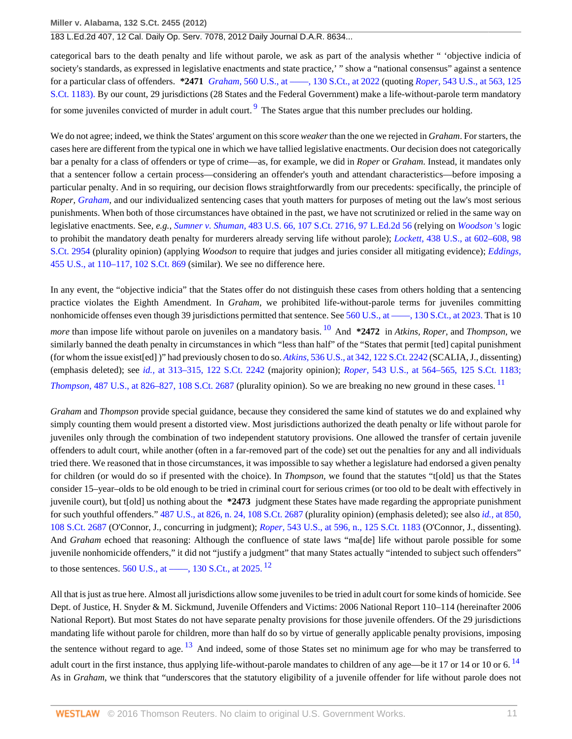categorical bars to the death penalty and life without parole, we ask as part of the analysis whether " 'objective indicia of society's standards, as expressed in legislative enactments and state practice,' " show a "national consensus" against a sentence for a particular class of offenders. **\*2471** *Graham,* 560 U.S., at ——, 130 S.Ct., at 2022 (quoting *Roper,* 543 U.S., at 563, 125 S.Ct. 1183). By our count, 29 jurisdictions (28 States and the Federal Government) make a life-without-parole term mandatory for some juveniles convicted of murder in adult court. [9] The States argue that this number precludes our holding.

We do not agree; indeed, we think the States' argument on this score *weaker* than the one we rejected in *Graham*. For starters, the cases here are different from the typical one in which we have tallied legislative enactments. Our decision does not categorically bar a penalty for a class of offenders or type of crime—as, for example, we did in *Roper* or *Graham*. Instead, it mandates only that a sentencer follow a certain process—considering an offender's youth and attendant characteristics—before imposing a particular penalty. And in so requiring, our decision flows straightforwardly from our precedents: specifically, the principle of *Roper*, *Graham*, and our individualized sentencing cases that youth matters for purposes of meting out the law's most serious punishments. When both of those circumstances have obtained in the past, we have not scrutinized or relied in the same way on legislative enactments. See, *e.g., Sumner v. Shuman,* 483 U.S. 66, 107 S.Ct. 2716, 97 L.Ed.2d 56 (relying on *Woodson* 's logic to prohibit the mandatory death penalty for murderers already serving life without parole); *Lockett,* 438 U.S., at 602–608, 98 S.Ct. 2954 (plurality opinion) (applying *Woodson* to require that judges and juries consider all mitigating evidence); *Eddings,* 455 U.S., at 110–117, 102 S.Ct. 869 (similar). We see no difference here.

In any event, the "objective indicia" that the States offer do not distinguish these cases from others holding that a sentencing practice violates the Eighth Amendment. In *Graham*, we prohibited life-without-parole terms for juveniles committing nonhomicide offenses even though 39 jurisdictions permitted that sentence. See 560 U.S., at ——, 130 S.Ct., at 2023. That is 10 *more* than impose life without parole on juveniles on a mandatory basis. [10] And **\*2472** in *Atkins, Roper,* and *Thompson,* we similarly banned the death penalty in circumstances in which "less than half" of the "States that permit [ted] capital punishment (for whom the issue exist[ed] )" had previously chosen to do so. *Atkins,* 536 U.S., at 342, 122 S.Ct. 2242 (SCALIA, J., dissenting) (emphasis deleted); see *id.,* at 313–315, 122 S.Ct. 2242 (majority opinion); *Roper,* 543 U.S., at 564–565, 125 S.Ct. 1183; *Thompson,* 487 U.S., at 826–827, 108 S.Ct. 2687 (plurality opinion). So we are breaking no new ground in these cases. [11]

*Graham* and *Thompson* provide special guidance, because they considered the same kind of statutes we do and explained why simply counting them would present a distorted view. Most jurisdictions authorized the death penalty or life without parole for juveniles only through the combination of two independent statutory provisions. One allowed the transfer of certain juvenile offenders to adult court, while another (often in a far-removed part of the code) set out the penalties for any and all individuals tried there. We reasoned that in those circumstances, it was impossible to say whether a legislature had endorsed a given penalty for children (or would do so if presented with the choice). In *Thompson,* we found that the statutes "t[old] us that the States consider 15–year–olds to be old enough to be tried in criminal court for serious crimes (or too old to be dealt with effectively in juvenile court), but t[old] us nothing about the **\*2473** judgment these States have made regarding the appropriate punishment for such youthful offenders." 487 U.S., at 826, n. 24, 108 S.Ct. 2687 (plurality opinion) (emphasis deleted); see also *id.,* at 850, 108 S.Ct. 2687 (O'Connor, J., concurring in judgment); *Roper,* 543 U.S., at 596, n., 125 S.Ct. 1183 (O'Connor, J., dissenting). And *Graham* echoed that reasoning: Although the confluence of state laws "ma[de] life without parole possible for some juvenile nonhomicide offenders," it did not "justify a judgment" that many States actually "intended to subject such offenders" to those sentences. 560 U.S., at ——, 130 S.Ct., at 2025. [12]

All that is just as true here. Almost all jurisdictions allow some juveniles to be tried in adult court for some kinds of homicide. See Dept. of Justice, H. Snyder & M. Sickmund, Juvenile Offenders and Victims: 2006 National Report 110–114 (hereinafter 2006 National Report). But most States do not have separate penalty provisions for those juvenile offenders. Of the 29 jurisdictions mandating life without parole for children, more than half do so by virtue of generally applicable penalty provisions, imposing the sentence without regard to age. [13] And indeed, some of those States set no minimum age for who may be transferred to adult court in the first instance, thus applying life-without-parole mandates to children of any age—be it 17 or 14 or 10 or 6. [14] As in *Graham,* we think that "underscores that the statutory eligibility of a juvenile offender for life without parole does not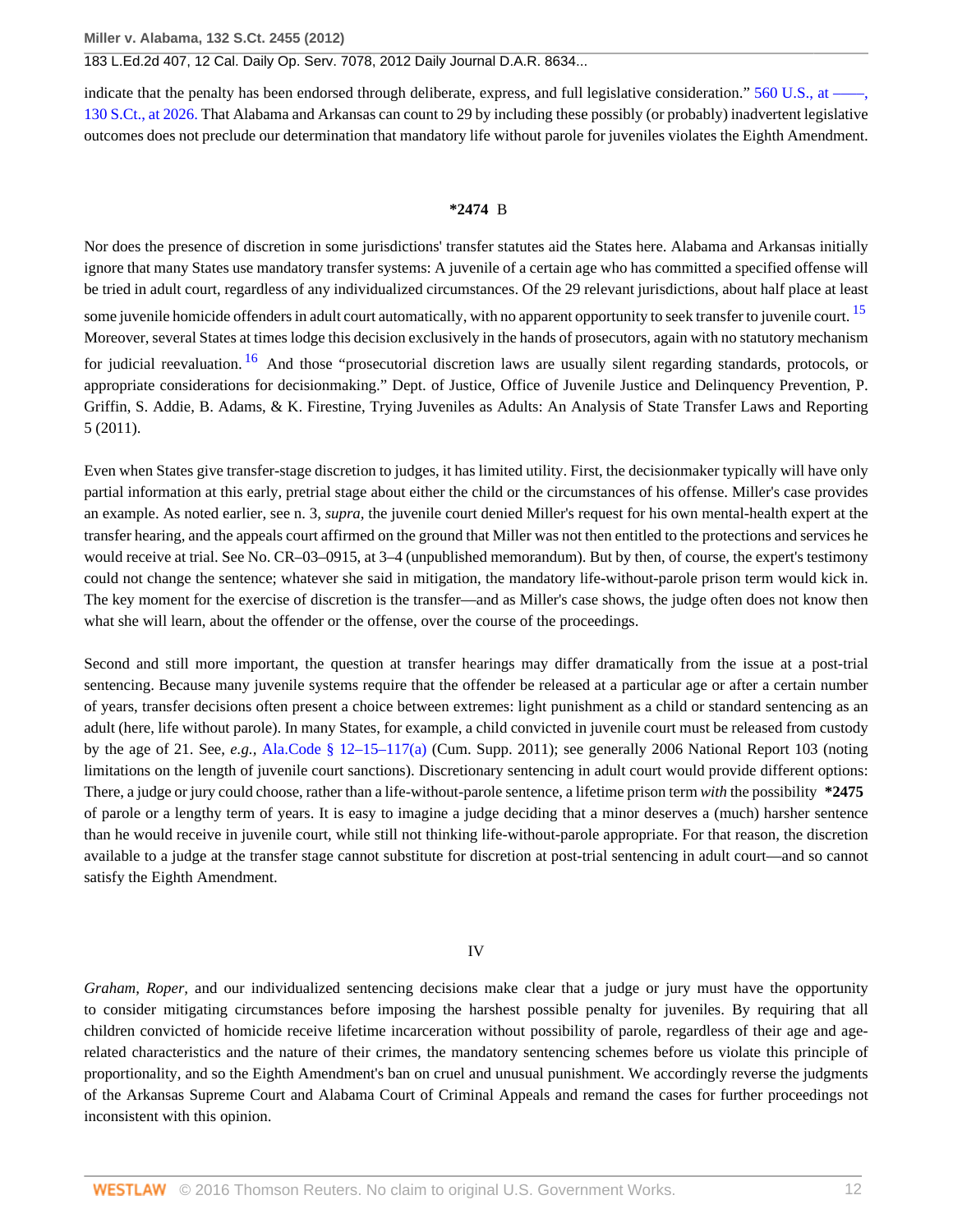indicate that the penalty has been endorsed through deliberate, express, and full legislative consideration." 560 U.S., at ––––, 130 S.Ct., at 2026. That Alabama and Arkansas can count to 29 by including these possibly (or probably) inadvertent legislative outcomes does not preclude our determination that mandatory life without parole for juveniles violates the Eighth Amendment.

### **\*2474** B

Nor does the presence of discretion in some jurisdictions' transfer statutes aid the States here. Alabama and Arkansas initially ignore that many States use mandatory transfer systems: A juvenile of a certain age who has committed a specified offense will be tried in adult court, regardless of any individualized circumstances. Of the 29 relevant jurisdictions, about half place at least some juvenile homicide offenders in adult court automatically, with no apparent opportunity to seek transfer to juvenile court. [15] Moreover, several States at times lodge this decision exclusively in the hands of prosecutors, again with no statutory mechanism for judicial reevaluation. [16] And those "prosecutorial discretion laws are usually silent regarding standards, protocols, or appropriate considerations for decisionmaking." Dept. of Justice, Office of Juvenile Justice and Delinquency Prevention, P. Griffin, S. Addie, B. Adams, & K. Firestine, Trying Juveniles as Adults: An Analysis of State Transfer Laws and Reporting 5 (2011).

Even when States give transfer-stage discretion to judges, it has limited utility. First, the decisionmaker typically will have only partial information at this early, pretrial stage about either the child or the circumstances of his offense. Miller's case provides an example. As noted earlier, see n. 3, *supra*, the juvenile court denied Miller's request for his own mental-health expert at the transfer hearing, and the appeals court affirmed on the ground that Miller was not then entitled to the protections and services he would receive at trial. See No. CR–03–0915, at 3–4 (unpublished memorandum). But by then, of course, the expert's testimony could not change the sentence; whatever she said in mitigation, the mandatory life-without-parole prison term would kick in. The key moment for the exercise of discretion is the transfer—and as Miller's case shows, the judge often does not know then what she will learn, about the offender or the offense, over the course of the proceedings.

Second and still more important, the question at transfer hearings may differ dramatically from the issue at a post-trial sentencing. Because many juvenile systems require that the offender be released at a particular age or after a certain number of years, transfer decisions often present a choice between extremes: light punishment as a child or standard sentencing as an adult (here, life without parole). In many States, for example, a child convicted in juvenile court must be released from custody by the age of 21. See, *e.g.*, Ala.Code § 12–15–117(a) (Cum. Supp. 2011); see generally 2006 National Report 103 (noting limitations on the length of juvenile court sanctions). Discretionary sentencing in adult court would provide different options: There, a judge or jury could choose, rather than a life-without-parole sentence, a lifetime prison term *with* the possibility **\*2475** of parole or a lengthy term of years. It is easy to imagine a judge deciding that a minor deserves a (much) harsher sentence than he would receive in juvenile court, while still not thinking life-without-parole appropriate. For that reason, the discretion available to a judge at the transfer stage cannot substitute for discretion at post-trial sentencing in adult court—and so cannot satisfy the Eighth Amendment.

## IV

*Graham*, *Roper*, and our individualized sentencing decisions make clear that a judge or jury must have the opportunity to consider mitigating circumstances before imposing the harshest possible penalty for juveniles. By requiring that all children convicted of homicide receive lifetime incarceration without possibility of parole, regardless of their age and age-related characteristics and the nature of their crimes, the mandatory sentencing schemes before us violate this principle of proportionality, and so the Eighth Amendment's ban on cruel and unusual punishment. We accordingly reverse the judgments of the Arkansas Supreme Court and Alabama Court of Criminal Appeals and remand the cases for further proceedings not inconsistent with this opinion.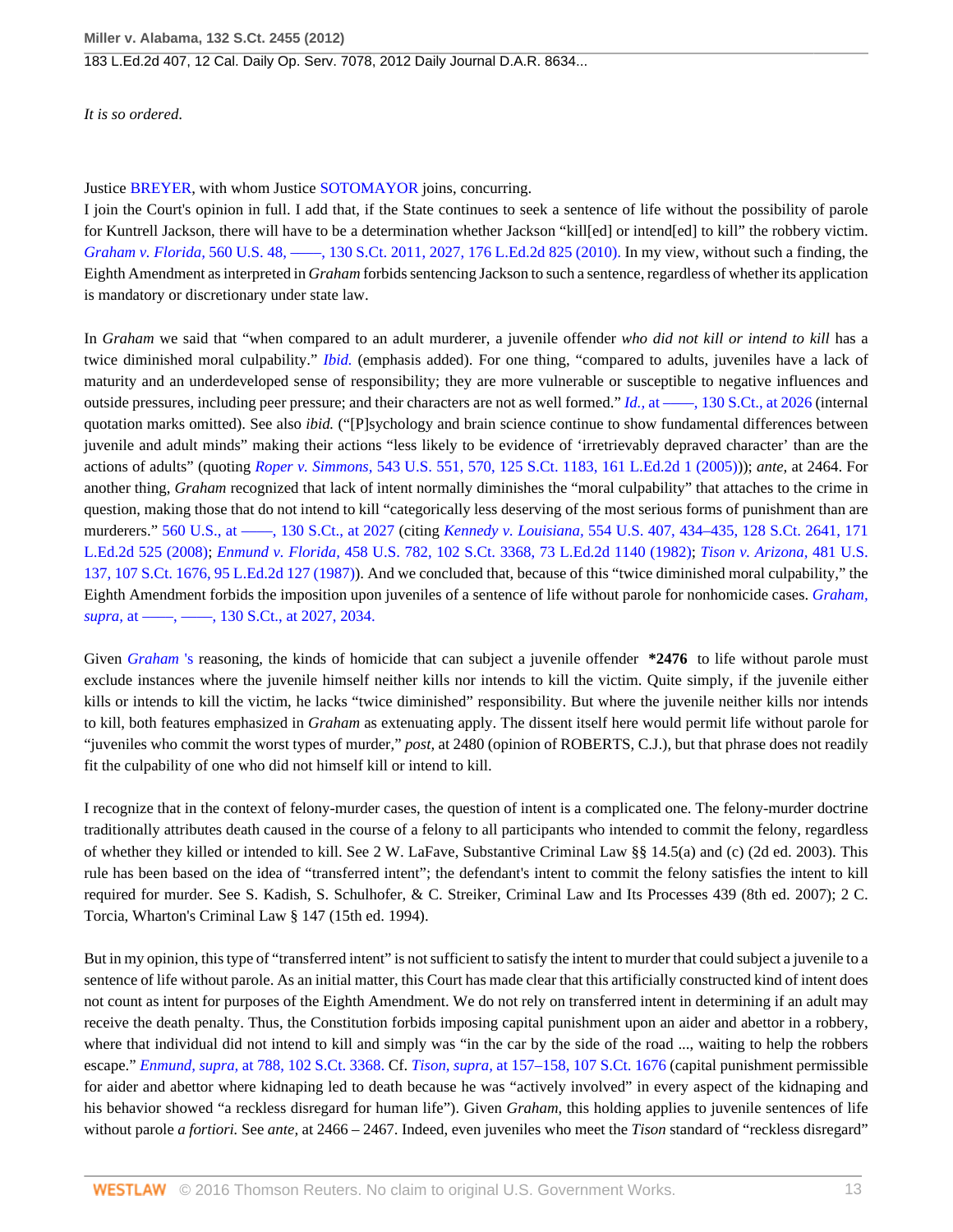*It is so ordered.*

Justice BREYER, with whom Justice SOTOMAYOR joins, concurring.

I join the Court's opinion in full. I add that, if the State continues to seek a sentence of life without the possibility of parole for Kuntrell Jackson, there will have to be a determination whether Jackson "kill[ed] or intend[ed] to kill" the robbery victim. *Graham v. Florida,* 560 U.S. 48, ––––, 130 S.Ct. 2011, 2027, 176 L.Ed.2d 825 (2010). In my view, without such a finding, the Eighth Amendment as interpreted in *Graham* forbids sentencing Jackson to such a sentence, regardless of whether its application is mandatory or discretionary under state law.

In *Graham* we said that "when compared to an adult murderer, a juvenile offender *who did not kill or intend to kill* has a twice diminished moral culpability." *Ibid.* (emphasis added). For one thing, "compared to adults, juveniles have a lack of maturity and an underdeveloped sense of responsibility; they are more vulnerable or susceptible to negative influences and outside pressures, including peer pressure; and their characters are not as well formed." *Id.,* at ––––, 130 S.Ct., at 2026 (internal quotation marks omitted). See also *ibid.* ("[P]sychology and brain science continue to show fundamental differences between juvenile and adult minds" making their actions "less likely to be evidence of 'irretrievably depraved character' than are the actions of adults" (quoting *Roper v. Simmons,* 543 U.S. 551, 570, 125 S.Ct. 1183, 161 L.Ed.2d 1 (2005))); *ante,* at 2464. For another thing, *Graham* recognized that lack of intent normally diminishes the "moral culpability" that attaches to the crime in question, making those that do not intend to kill "categorically less deserving of the most serious forms of punishment than are murderers." 560 U.S., at ––––, 130 S.Ct., at 2027 (citing *Kennedy v. Louisiana,* 554 U.S. 407, 434–435, 128 S.Ct. 2641, 171 L.Ed.2d 525 (2008); *Enmund v. Florida,* 458 U.S. 782, 102 S.Ct. 3368, 73 L.Ed.2d 1140 (1982); *Tison v. Arizona,* 481 U.S. 137, 107 S.Ct. 1676, 95 L.Ed.2d 127 (1987)). And we concluded that, because of this "twice diminished moral culpability," the Eighth Amendment forbids the imposition upon juveniles of a sentence of life without parole for nonhomicide cases. *Graham, supra,* at ––––, ––––, 130 S.Ct., at 2027, 2034.

Given *Graham* 's reasoning, the kinds of homicide that can subject a juvenile offender **\*2476** to life without parole must exclude instances where the juvenile himself neither kills nor intends to kill the victim. Quite simply, if the juvenile either kills or intends to kill the victim, he lacks "twice diminished" responsibility. But where the juvenile neither kills nor intends to kill, both features emphasized in *Graham* as extenuating apply. The dissent itself here would permit life without parole for "juveniles who commit the worst types of murder," *post,* at 2480 (opinion of ROBERTS, C.J.), but that phrase does not readily fit the culpability of one who did not himself kill or intend to kill.

I recognize that in the context of felony-murder cases, the question of intent is a complicated one. The felony-murder doctrine traditionally attributes death caused in the course of a felony to all participants who intended to commit the felony, regardless of whether they killed or intended to kill. See 2 W. LaFave, Substantive Criminal Law §§ 14.5(a) and (c) (2d ed. 2003). This rule has been based on the idea of "transferred intent"; the defendant's intent to commit the felony satisfies the intent to kill required for murder. See S. Kadish, S. Schulhofer, & C. Streiker, Criminal Law and Its Processes 439 (8th ed. 2007); 2 C. Torcia, Wharton's Criminal Law § 147 (15th ed. 1994).

But in my opinion, this type of "transferred intent" is not sufficient to satisfy the intent to murder that could subject a juvenile to a sentence of life without parole. As an initial matter, this Court has made clear that this artificially constructed kind of intent does not count as intent for purposes of the Eighth Amendment. We do not rely on transferred intent in determining if an adult may receive the death penalty. Thus, the Constitution forbids imposing capital punishment upon an aider and abettor in a robbery, where that individual did not intend to kill and simply was "in the car by the side of the road ..., waiting to help the robbers escape." *Enmund, supra,* at 788, 102 S.Ct. 3368. Cf. *Tison, supra,* at 157–158, 107 S.Ct. 1676 (capital punishment permissible for aider and abettor where kidnaping led to death because he was "actively involved" in every aspect of the kidnaping and his behavior showed "a reckless disregard for human life"). Given *Graham,* this holding applies to juvenile sentences of life without parole *a fortiori.* See *ante,* at 2466 – 2467. Indeed, even juveniles who meet the *Tison* standard of "reckless disregard"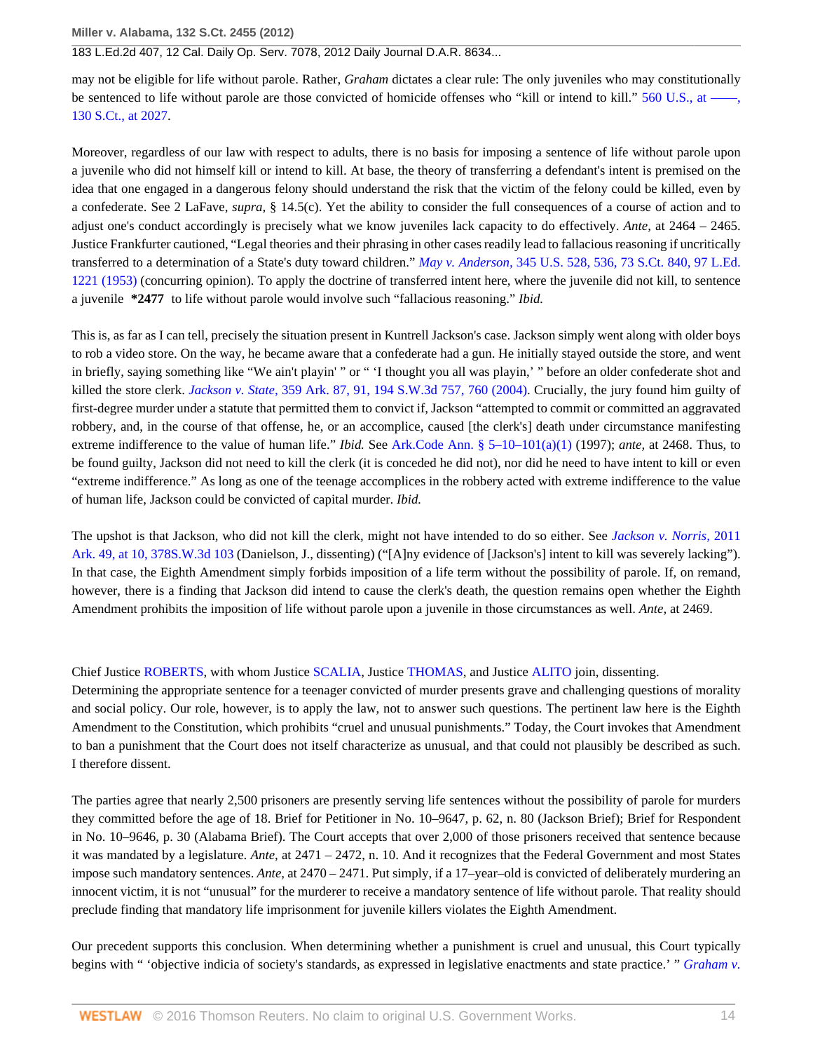may not be eligible for life without parole. Rather, *Graham* dictates a clear rule: The only juveniles who may constitutionally be sentenced to life without parole are those convicted of homicide offenses who "kill or intend to kill." 560 U.S., at ––––, 130 S.Ct., at 2027.

Moreover, regardless of our law with respect to adults, there is no basis for imposing a sentence of life without parole upon a juvenile who did not himself kill or intend to kill. At base, the theory of transferring a defendant's intent is premised on the idea that one engaged in a dangerous felony should understand the risk that the victim of the felony could be killed, even by a confederate. See 2 LaFave, *supra,* § 14.5(c). Yet the ability to consider the full consequences of a course of action and to adjust one's conduct accordingly is precisely what we know juveniles lack capacity to do effectively. *Ante,* at 2464 – 2465. Justice Frankfurter cautioned, "Legal theories and their phrasing in other cases readily lead to fallacious reasoning if uncritically transferred to a determination of a State's duty toward children." *May v. Anderson,* 345 U.S. 528, 536, 73 S.Ct. 840, 97 L.Ed. 1221 (1953) (concurring opinion). To apply the doctrine of transferred intent here, where the juvenile did not kill, to sentence a juvenile **\*2477** to life without parole would involve such "fallacious reasoning." *Ibid.*

This is, as far as I can tell, precisely the situation present in Kuntrell Jackson's case. Jackson simply went along with older boys to rob a video store. On the way, he became aware that a confederate had a gun. He initially stayed outside the store, and went in briefly, saying something like "We ain't playin' " or " 'I thought you all was playin,' " before an older confederate shot and killed the store clerk. *Jackson v. State,* 359 Ark. 87, 91, 194 S.W.3d 757, 760 (2004). Crucially, the jury found him guilty of first-degree murder under a statute that permitted them to convict if, Jackson "attempted to commit or committed an aggravated robbery, and, in the course of that offense, he, or an accomplice, caused [the clerk's] death under circumstance manifesting extreme indifference to the value of human life." *Ibid.* See Ark.Code Ann. § 5–10–101(a)(1) (1997); *ante,* at 2468. Thus, to be found guilty, Jackson did not need to kill the clerk (it is conceded he did not), nor did he need to have intent to kill or even "extreme indifference." As long as one of the teenage accomplices in the robbery acted with extreme indifference to the value of human life, Jackson could be convicted of capital murder. *Ibid.*

The upshot is that Jackson, who did not kill the clerk, might not have intended to do so either. See *Jackson v. Norris,* 2011 Ark. 49, at 10, 378S.W.3d 103 (Danielson, J., dissenting) ("[A]ny evidence of [Jackson's] intent to kill was severely lacking"). In that case, the Eighth Amendment simply forbids imposition of a life term without the possibility of parole. If, on remand, however, there is a finding that Jackson did intend to cause the clerk's death, the question remains open whether the Eighth Amendment prohibits the imposition of life without parole upon a juvenile in those circumstances as well. *Ante,* at 2469.

Chief Justice ROBERTS, with whom Justice SCALIA, Justice THOMAS, and Justice ALITO join, dissenting.

Determining the appropriate sentence for a teenager convicted of murder presents grave and challenging questions of morality and social policy. Our role, however, is to apply the law, not to answer such questions. The pertinent law here is the Eighth Amendment to the Constitution, which prohibits "cruel and unusual punishments." Today, the Court invokes that Amendment to ban a punishment that the Court does not itself characterize as unusual, and that could not plausibly be described as such. I therefore dissent.

The parties agree that nearly 2,500 prisoners are presently serving life sentences without the possibility of parole for murders they committed before the age of 18. Brief for Petitioner in No. 10–9647, p. 62, n. 80 (Jackson Brief); Brief for Respondent in No. 10–9646, p. 30 (Alabama Brief). The Court accepts that over 2,000 of those prisoners received that sentence because it was mandated by a legislature. *Ante,* at 2471 – 2472, n. 10. And it recognizes that the Federal Government and most States impose such mandatory sentences. *Ante,* at 2470 – 2471. Put simply, if a 17–year–old is convicted of deliberately murdering an innocent victim, it is not "unusual" for the murderer to receive a mandatory sentence of life without parole. That reality should preclude finding that mandatory life imprisonment for juvenile killers violates the Eighth Amendment.

Our precedent supports this conclusion. When determining whether a punishment is cruel and unusual, this Court typically begins with " 'objective indicia of society's standards, as expressed in legislative enactments and state practice.' " *Graham v.*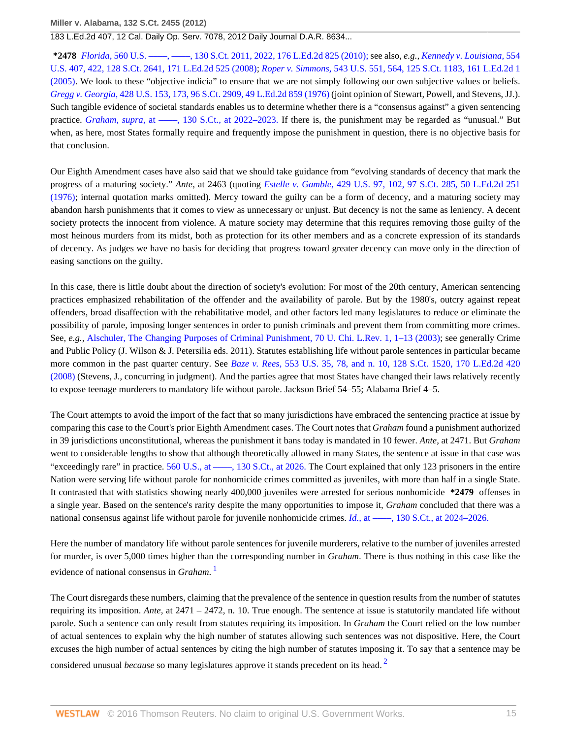**\*2478** *Florida,* 560 U.S. ––––, ––––, 130 S.Ct. 2011, 2022, 176 L.Ed.2d 825 (2010); see also, *e.g., Kennedy v. Louisiana,* 554 U.S. 407, 422, 128 S.Ct. 2641, 171 L.Ed.2d 525 (2008); *Roper v. Simmons,* 543 U.S. 551, 564, 125 S.Ct. 1183, 161 L.Ed.2d 1 (2005). We look to these "objective indicia" to ensure that we are not simply following our own subjective values or beliefs. *Gregg v. Georgia,* 428 U.S. 153, 173, 96 S.Ct. 2909, 49 L.Ed.2d 859 (1976) (joint opinion of Stewart, Powell, and Stevens, JJ.). Such tangible evidence of societal standards enables us to determine whether there is a "consensus against" a given sentencing practice. *Graham, supra,* at ––––, 130 S.Ct., at 2022–2023. If there is, the punishment may be regarded as "unusual." But when, as here, most States formally require and frequently impose the punishment in question, there is no objective basis for that conclusion.

Our Eighth Amendment cases have also said that we should take guidance from "evolving standards of decency that mark the progress of a maturing society." *Ante,* at 2463 (quoting *Estelle v. Gamble,* 429 U.S. 97, 102, 97 S.Ct. 285, 50 L.Ed.2d 251 (1976); internal quotation marks omitted). Mercy toward the guilty can be a form of decency, and a maturing society may abandon harsh punishments that it comes to view as unnecessary or unjust. But decency is not the same as leniency. A decent society protects the innocent from violence. A mature society may determine that this requires removing those guilty of the most heinous murders from its midst, both as protection for its other members and as a concrete expression of its standards of decency. As judges we have no basis for deciding that progress toward greater decency can move only in the direction of easing sanctions on the guilty.

In this case, there is little doubt about the direction of society's evolution: For most of the 20th century, American sentencing practices emphasized rehabilitation of the offender and the availability of parole. But by the 1980's, outcry against repeat offenders, broad disaffection with the rehabilitative model, and other factors led many legislatures to reduce or eliminate the possibility of parole, imposing longer sentences in order to punish criminals and prevent them from committing more crimes. See, *e.g.,* Alschuler, The Changing Purposes of Criminal Punishment, 70 U. Chi. L.Rev. 1, 1–13 (2003); see generally Crime and Public Policy (J. Wilson & J. Petersilia eds. 2011). Statutes establishing life without parole sentences in particular became more common in the past quarter century. See *Baze v. Rees,* 553 U.S. 35, 78, and n. 10, 128 S.Ct. 1520, 170 L.Ed.2d 420 (2008) (Stevens, J., concurring in judgment). And the parties agree that most States have changed their laws relatively recently to expose teenage murderers to mandatory life without parole. Jackson Brief 54–55; Alabama Brief 4–5.

The Court attempts to avoid the import of the fact that so many jurisdictions have embraced the sentencing practice at issue by comparing this case to the Court's prior Eighth Amendment cases. The Court notes that *Graham* found a punishment authorized in 39 jurisdictions unconstitutional, whereas the punishment it bans today is mandated in 10 fewer. *Ante,* at 2471. But *Graham* went to considerable lengths to show that although theoretically allowed in many States, the sentence at issue in that case was "exceedingly rare" in practice. 560 U.S., at ––––, 130 S.Ct., at 2026. The Court explained that only 123 prisoners in the entire Nation were serving life without parole for nonhomicide crimes committed as juveniles, with more than half in a single State. It contrasted that with statistics showing nearly 400,000 juveniles were arrested for serious nonhomicide **\*2479** offenses in a single year. Based on the sentence's rarity despite the many opportunities to impose it, *Graham* concluded that there was a national consensus against life without parole for juvenile nonhomicide crimes. *Id.,* at ––––, 130 S.Ct., at 2024–2026.

Here the number of mandatory life without parole sentences for juvenile murderers, relative to the number of juveniles arrested for murder, is over 5,000 times higher than the corresponding number in *Graham.* There is thus nothing in this case like the evidence of national consensus in *Graham.* [1]

The Court disregards these numbers, claiming that the prevalence of the sentence in question results from the number of statutes requiring its imposition. *Ante,* at 2471 – 2472, n. 10. True enough. The sentence at issue is statutorily mandated life without parole. Such a sentence can only result from statutes requiring its imposition. In *Graham* the Court relied on the low number of actual sentences to explain why the high number of statutes allowing such sentences was not dispositive. Here, the Court excuses the high number of actual sentences by citing the high number of statutes imposing it. To say that a sentence may be considered unusual *because* so many legislatures approve it stands precedent on its head. [2]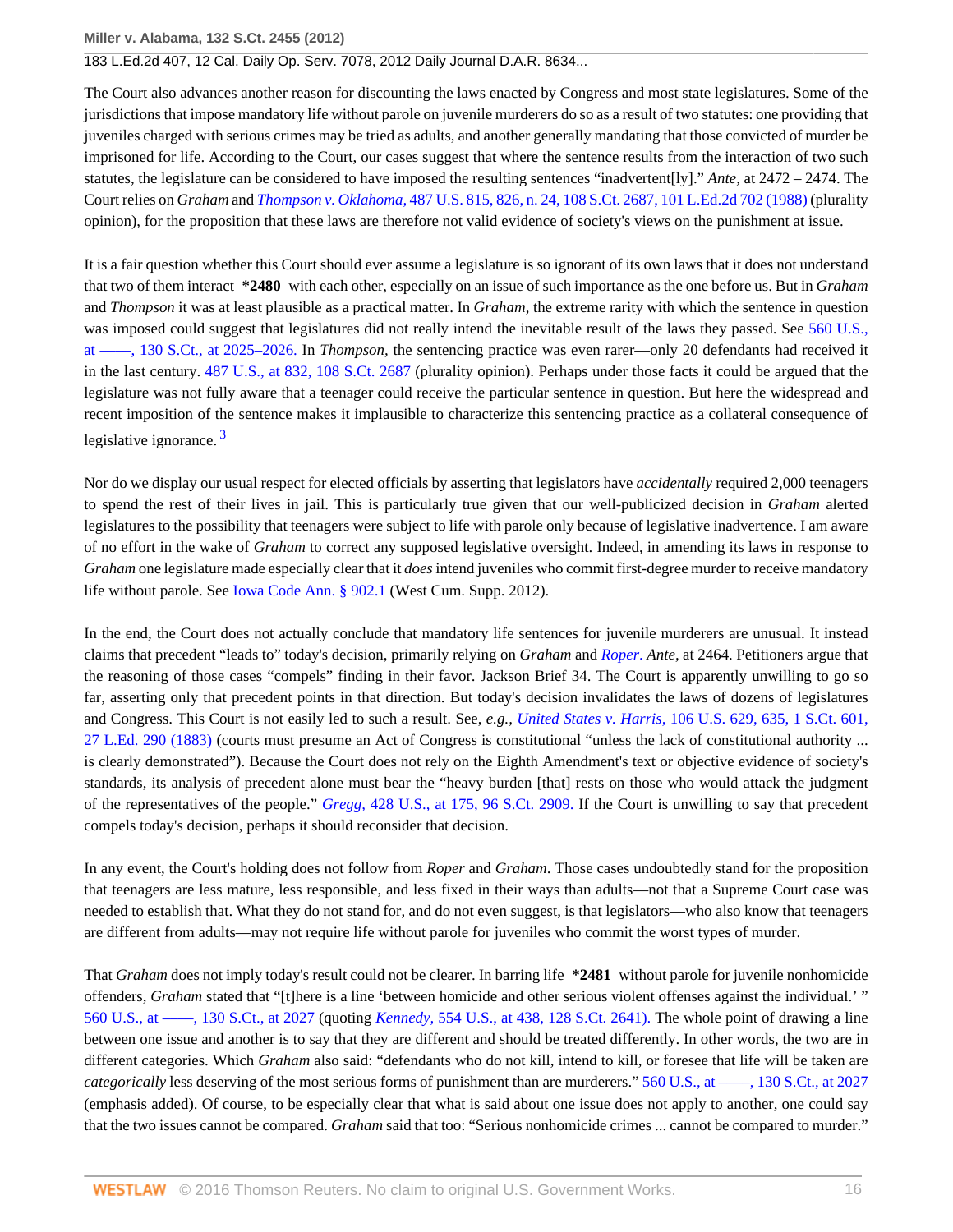The Court also advances another reason for discounting the laws enacted by Congress and most state legislatures. Some of the jurisdictions that impose mandatory life without parole on juvenile murderers do so as a result of two statutes: one providing that juveniles charged with serious crimes may be tried as adults, and another generally mandating that those convicted of murder be imprisoned for life. According to the Court, our cases suggest that where the sentence results from the interaction of two such statutes, the legislature can be considered to have imposed the resulting sentences "inadvertent[ly]." *Ante,* at 2472 – 2474. The Court relies on *Graham* and *Thompson v. Oklahoma,* 487 U.S. 815, 826, n. 24, 108 S.Ct. 2687, 101 L.Ed.2d 702 (1988) (plurality opinion), for the proposition that these laws are therefore not valid evidence of society's views on the punishment at issue.

It is a fair question whether this Court should ever assume a legislature is so ignorant of its own laws that it does not understand that two of them interact **\*2480** with each other, especially on an issue of such importance as the one before us. But in *Graham* and *Thompson* it was at least plausible as a practical matter. In *Graham*, the extreme rarity with which the sentence in question was imposed could suggest that legislatures did not really intend the inevitable result of the laws they passed. See 560 U.S., at ——, 130 S.Ct., at 2025–2026. In *Thompson,* the sentencing practice was even rarer—only 20 defendants had received it in the last century. 487 U.S., at 832, 108 S.Ct. 2687 (plurality opinion). Perhaps under those facts it could be argued that the legislature was not fully aware that a teenager could receive the particular sentence in question. But here the widespread and recent imposition of the sentence makes it implausible to characterize this sentencing practice as a collateral consequence of legislative ignorance. [3]

Nor do we display our usual respect for elected officials by asserting that legislators have *accidentally* required 2,000 teenagers to spend the rest of their lives in jail. This is particularly true given that our well-publicized decision in *Graham* alerted legislatures to the possibility that teenagers were subject to life with parole only because of legislative inadvertence. I am aware of no effort in the wake of *Graham* to correct any supposed legislative oversight. Indeed, in amending its laws in response to *Graham* one legislature made especially clear that it *does* intend juveniles who commit first-degree murder to receive mandatory life without parole. See Iowa Code Ann. § 902.1 (West Cum. Supp. 2012).

In the end, the Court does not actually conclude that mandatory life sentences for juvenile murderers are unusual. It instead claims that precedent "leads to" today's decision, primarily relying on *Graham* and *Roper*. *Ante,* at 2464. Petitioners argue that the reasoning of those cases "compels" finding in their favor. Jackson Brief 34. The Court is apparently unwilling to go so far, asserting only that precedent points in that direction. But today's decision invalidates the laws of dozens of legislatures and Congress. This Court is not easily led to such a result. See, *e.g., United States v. Harris,* 106 U.S. 629, 635, 1 S.Ct. 601, 27 L.Ed. 290 (1883) (courts must presume an Act of Congress is constitutional "unless the lack of constitutional authority ... is clearly demonstrated"). Because the Court does not rely on the Eighth Amendment's text or objective evidence of society's standards, its analysis of precedent alone must bear the "heavy burden [that] rests on those who would attack the judgment of the representatives of the people." *Gregg,* 428 U.S., at 175, 96 S.Ct. 2909. If the Court is unwilling to say that precedent compels today's decision, perhaps it should reconsider that decision.

In any event, the Court's holding does not follow from *Roper* and *Graham*. Those cases undoubtedly stand for the proposition that teenagers are less mature, less responsible, and less fixed in their ways than adults—not that a Supreme Court case was needed to establish that. What they do not stand for, and do not even suggest, is that legislators—who also know that teenagers are different from adults—may not require life without parole for juveniles who commit the worst types of murder.

That *Graham* does not imply today's result could not be clearer. In barring life **\*2481** without parole for juvenile nonhomicide offenders, *Graham* stated that "[t]here is a line 'between homicide and other serious violent offenses against the individual.' " 560 U.S., at ——, 130 S.Ct., at 2027 (quoting *Kennedy,* 554 U.S., at 438, 128 S.Ct. 2641). The whole point of drawing a line between one issue and another is to say that they are different and should be treated differently. In other words, the two are in different categories. Which *Graham* also said: "defendants who do not kill, intend to kill, or foresee that life will be taken are *categorically* less deserving of the most serious forms of punishment than are murderers." 560 U.S., at ——, 130 S.Ct., at 2027 (emphasis added). Of course, to be especially clear that what is said about one issue does not apply to another, one could say that the two issues cannot be compared. *Graham* said that too: "Serious nonhomicide crimes ... cannot be compared to murder."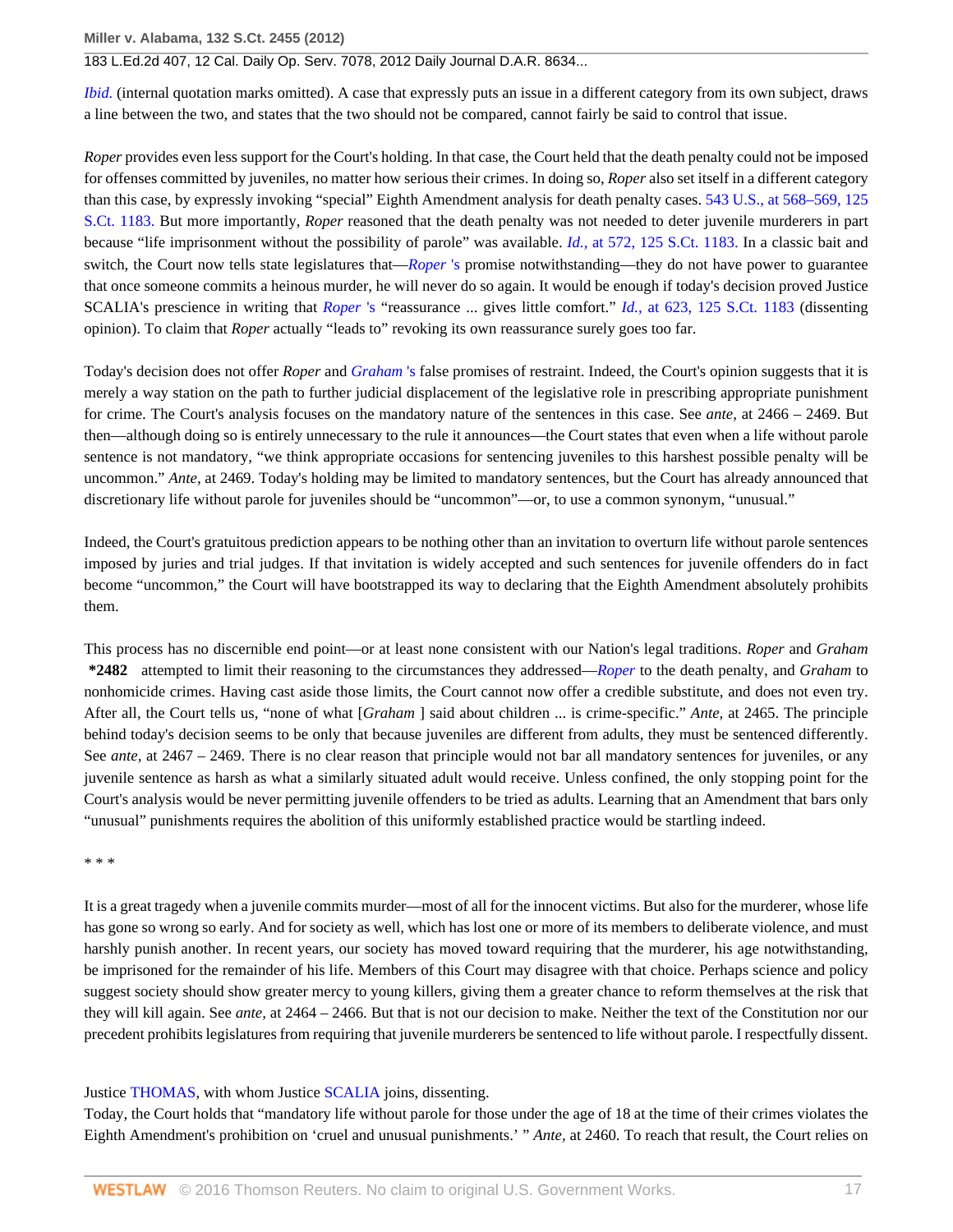*Ibid.* (internal quotation marks omitted). A case that expressly puts an issue in a different category from its own subject, draws a line between the two, and states that the two should not be compared, cannot fairly be said to control that issue.

*Roper* provides even less support for the Court's holding. In that case, the Court held that the death penalty could not be imposed for offenses committed by juveniles, no matter how serious their crimes. In doing so, *Roper* also set itself in a different category than this case, by expressly invoking "special" Eighth Amendment analysis for death penalty cases. 543 U.S., at 568–569, 125 S.Ct. 1183. But more importantly, *Roper* reasoned that the death penalty was not needed to deter juvenile murderers in part because "life imprisonment without the possibility of parole" was available. *Id.,* at 572, 125 S.Ct. 1183. In a classic bait and switch, the Court now tells state legislatures that—*Roper* 's promise notwithstanding—they do not have power to guarantee that once someone commits a heinous murder, he will never do so again. It would be enough if today's decision proved Justice SCALIA's prescience in writing that *Roper* 's "reassurance ... gives little comfort." *Id.,* at 623, 125 S.Ct. 1183 (dissenting opinion). To claim that *Roper* actually "leads to" revoking its own reassurance surely goes too far.

Today's decision does not offer *Roper* and *Graham* 's false promises of restraint. Indeed, the Court's opinion suggests that it is merely a way station on the path to further judicial displacement of the legislative role in prescribing appropriate punishment for crime. The Court's analysis focuses on the mandatory nature of the sentences in this case. See *ante,* at 2466 – 2469. But then—although doing so is entirely unnecessary to the rule it announces—the Court states that even when a life without parole sentence is not mandatory, "we think appropriate occasions for sentencing juveniles to this harshest possible penalty will be uncommon." *Ante,* at 2469. Today's holding may be limited to mandatory sentences, but the Court has already announced that discretionary life without parole for juveniles should be "uncommon"—or, to use a common synonym, "unusual."

Indeed, the Court's gratuitous prediction appears to be nothing other than an invitation to overturn life without parole sentences imposed by juries and trial judges. If that invitation is widely accepted and such sentences for juvenile offenders do in fact become "uncommon," the Court will have bootstrapped its way to declaring that the Eighth Amendment absolutely prohibits them.

This process has no discernible end point—or at least none consistent with our Nation's legal traditions. *Roper* and *Graham* **\*2482** attempted to limit their reasoning to the circumstances they addressed—*Roper* to the death penalty, and *Graham* to nonhomicide crimes. Having cast aside those limits, the Court cannot now offer a credible substitute, and does not even try. After all, the Court tells us, "none of what [*Graham* ] said about children ... is crime-specific." *Ante,* at 2465. The principle behind today's decision seems to be only that because juveniles are different from adults, they must be sentenced differently. See *ante,* at 2467 – 2469. There is no clear reason that principle would not bar all mandatory sentences for juveniles, or any juvenile sentence as harsh as what a similarly situated adult would receive. Unless confined, the only stopping point for the Court's analysis would be never permitting juvenile offenders to be tried as adults. Learning that an Amendment that bars only "unusual" punishments requires the abolition of this uniformly established practice would be startling indeed.

\* \* \*

It is a great tragedy when a juvenile commits murder—most of all for the innocent victims. But also for the murderer, whose life has gone so wrong so early. And for society as well, which has lost one or more of its members to deliberate violence, and must harshly punish another. In recent years, our society has moved toward requiring that the murderer, his age notwithstanding, be imprisoned for the remainder of his life. Members of this Court may disagree with that choice. Perhaps science and policy suggest society should show greater mercy to young killers, giving them a greater chance to reform themselves at the risk that they will kill again. See *ante,* at 2464 – 2466. But that is not our decision to make. Neither the text of the Constitution nor our precedent prohibits legislatures from requiring that juvenile murderers be sentenced to life without parole. I respectfully dissent.

Justice THOMAS, with whom Justice SCALIA joins, dissenting.

Today, the Court holds that "mandatory life without parole for those under the age of 18 at the time of their crimes violates the Eighth Amendment's prohibition on 'cruel and unusual punishments.' " *Ante,* at 2460. To reach that result, the Court relies on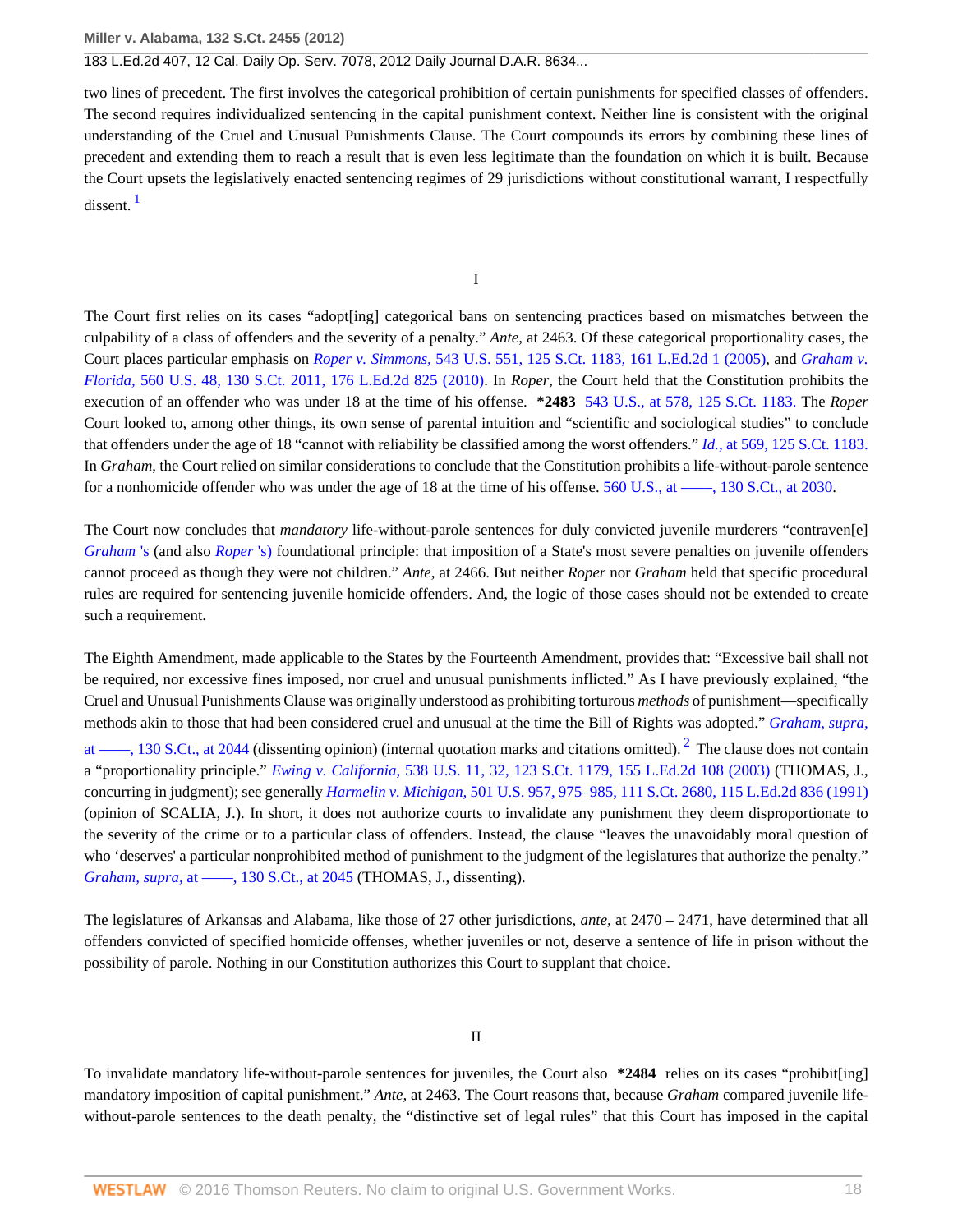two lines of precedent. The first involves the categorical prohibition of certain punishments for specified classes of offenders. The second requires individualized sentencing in the capital punishment context. Neither line is consistent with the original understanding of the Cruel and Unusual Punishments Clause. The Court compounds its errors by combining these lines of precedent and extending them to reach a result that is even less legitimate than the foundation on which it is built. Because the Court upsets the legislatively enacted sentencing regimes of 29 jurisdictions without constitutional warrant, I respectfully dissent.[1]

I

The Court first relies on its cases "adopt[ing] categorical bans on sentencing practices based on mismatches between the culpability of a class of offenders and the severity of a penalty." *Ante,* at 2463. Of these categorical proportionality cases, the Court places particular emphasis on *Roper v. Simmons,* 543 U.S. 551, 125 S.Ct. 1183, 161 L.Ed.2d 1 (2005), and *Graham v. Florida,* 560 U.S. 48, 130 S.Ct. 2011, 176 L.Ed.2d 825 (2010). In *Roper,* the Court held that the Constitution prohibits the execution of an offender who was under 18 at the time of his offense. **\*2483** 543 U.S., at 578, 125 S.Ct. 1183. The *Roper* Court looked to, among other things, its own sense of parental intuition and "scientific and sociological studies" to conclude that offenders under the age of 18 "cannot with reliability be classified among the worst offenders." *Id.,* at 569, 125 S.Ct. 1183. In *Graham*, the Court relied on similar considerations to conclude that the Constitution prohibits a life-without-parole sentence for a nonhomicide offender who was under the age of 18 at the time of his offense. 560 U.S., at ––––, 130 S.Ct., at 2030.

The Court now concludes that *mandatory* life-without-parole sentences for duly convicted juvenile murderers "contraven[e] *Graham* 's (and also *Roper* 's) foundational principle: that imposition of a State's most severe penalties on juvenile offenders cannot proceed as though they were not children." *Ante,* at 2466. But neither *Roper* nor *Graham* held that specific procedural rules are required for sentencing juvenile homicide offenders. And, the logic of those cases should not be extended to create such a requirement.

The Eighth Amendment, made applicable to the States by the Fourteenth Amendment, provides that: "Excessive bail shall not be required, nor excessive fines imposed, nor cruel and unusual punishments inflicted." As I have previously explained, "the Cruel and Unusual Punishments Clause was originally understood as prohibiting torturous *methods* of punishment—specifically methods akin to those that had been considered cruel and unusual at the time the Bill of Rights was adopted." *Graham, supra,* at ––––, 130 S.Ct., at 2044 (dissenting opinion) (internal quotation marks and citations omitted).[2] The clause does not contain a "proportionality principle." *Ewing v. California,* 538 U.S. 11, 32, 123 S.Ct. 1179, 155 L.Ed.2d 108 (2003) (THOMAS, J., concurring in judgment); see generally *Harmelin v. Michigan,* 501 U.S. 957, 975–985, 111 S.Ct. 2680, 115 L.Ed.2d 836 (1991) (opinion of SCALIA, J.). In short, it does not authorize courts to invalidate any punishment they deem disproportionate to the severity of the crime or to a particular class of offenders. Instead, the clause "leaves the unavoidably moral question of who 'deserves' a particular nonprohibited method of punishment to the judgment of the legislatures that authorize the penalty." *Graham, supra,* at ––––, 130 S.Ct., at 2045 (THOMAS, J., dissenting).

The legislatures of Arkansas and Alabama, like those of 27 other jurisdictions, *ante,* at 2470 – 2471, have determined that all offenders convicted of specified homicide offenses, whether juveniles or not, deserve a sentence of life in prison without the possibility of parole. Nothing in our Constitution authorizes this Court to supplant that choice.

II

To invalidate mandatory life-without-parole sentences for juveniles, the Court also **\*2484** relies on its cases "prohibit[ing] mandatory imposition of capital punishment." *Ante,* at 2463. The Court reasons that, because *Graham* compared juvenile life-without-parole sentences to the death penalty, the "distinctive set of legal rules" that this Court has imposed in the capital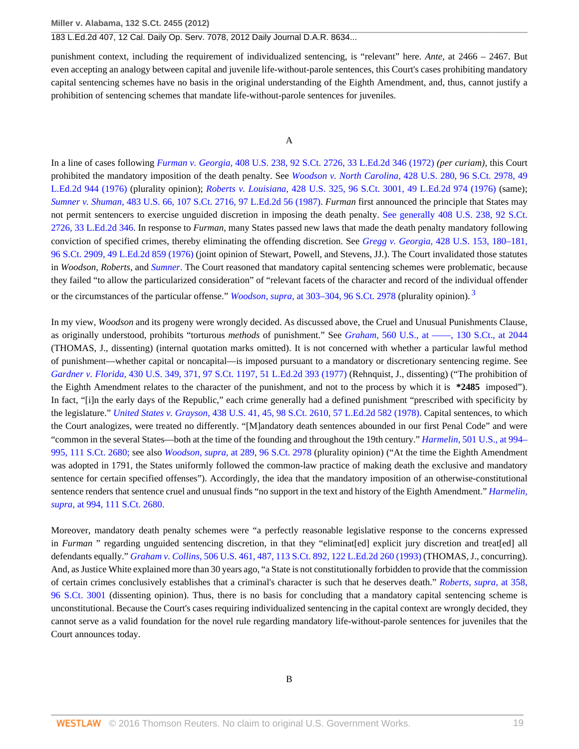punishment context, including the requirement of individualized sentencing, is "relevant" here. *Ante,* at 2466 – 2467. But even accepting an analogy between capital and juvenile life-without-parole sentences, this Court's cases prohibiting mandatory capital sentencing schemes have no basis in the original understanding of the Eighth Amendment, and, thus, cannot justify a prohibition of sentencing schemes that mandate life-without-parole sentences for juveniles.

## A

In a line of cases following *Furman v. Georgia,* 408 U.S. 238, 92 S.Ct. 2726, 33 L.Ed.2d 346 (1972) *(per curiam),* this Court prohibited the mandatory imposition of the death penalty. See *Woodson v. North Carolina,* 428 U.S. 280, 96 S.Ct. 2978, 49 L.Ed.2d 944 (1976) (plurality opinion); *Roberts v. Louisiana,* 428 U.S. 325, 96 S.Ct. 3001, 49 L.Ed.2d 974 (1976) (same); *Sumner v. Shuman,* 483 U.S. 66, 107 S.Ct. 2716, 97 L.Ed.2d 56 (1987). *Furman* first announced the principle that States may not permit sentencers to exercise unguided discretion in imposing the death penalty. See generally 408 U.S. 238, 92 S.Ct. 2726, 33 L.Ed.2d 346. In response to *Furman,* many States passed new laws that made the death penalty mandatory following conviction of specified crimes, thereby eliminating the offending discretion. See *Gregg v. Georgia,* 428 U.S. 153, 180–181, 96 S.Ct. 2909, 49 L.Ed.2d 859 (1976) (joint opinion of Stewart, Powell, and Stevens, JJ.). The Court invalidated those statutes in *Woodson, Roberts,* and *Sumner*. The Court reasoned that mandatory capital sentencing schemes were problematic, because they failed "to allow the particularized consideration" of "relevant facets of the character and record of the individual offender or the circumstances of the particular offense." *Woodson, supra,* at 303–304, 96 S.Ct. 2978 (plurality opinion). [3]

In my view, *Woodson* and its progeny were wrongly decided. As discussed above, the Cruel and Unusual Punishments Clause, as originally understood, prohibits "torturous *methods* of punishment." See *Graham,* 560 U.S., at ––––, 130 S.Ct., at 2044 (THOMAS, J., dissenting) (internal quotation marks omitted). It is not concerned with whether a particular lawful method of punishment—whether capital or noncapital—is imposed pursuant to a mandatory or discretionary sentencing regime. See *Gardner v. Florida,* 430 U.S. 349, 371, 97 S.Ct. 1197, 51 L.Ed.2d 393 (1977) (Rehnquist, J., dissenting) ("The prohibition of the Eighth Amendment relates to the character of the punishment, and not to the process by which it is **\*2485** imposed"). In fact, "[i]n the early days of the Republic," each crime generally had a defined punishment "prescribed with specificity by the legislature." *United States v. Grayson,* 438 U.S. 41, 45, 98 S.Ct. 2610, 57 L.Ed.2d 582 (1978). Capital sentences, to which the Court analogizes, were treated no differently. "[M]andatory death sentences abounded in our first Penal Code" and were "common in the several States—both at the time of the founding and throughout the 19th century." *Harmelin,* 501 U.S., at 994–995, 111 S.Ct. 2680; see also *Woodson, supra,* at 289, 96 S.Ct. 2978 (plurality opinion) ("At the time the Eighth Amendment was adopted in 1791, the States uniformly followed the common-law practice of making death the exclusive and mandatory sentence for certain specified offenses"). Accordingly, the idea that the mandatory imposition of an otherwise-constitutional sentence renders that sentence cruel and unusual finds "no support in the text and history of the Eighth Amendment." *Harmelin, supra,* at 994, 111 S.Ct. 2680.

Moreover, mandatory death penalty schemes were "a perfectly reasonable legislative response to the concerns expressed in *Furman* " regarding unguided sentencing discretion, in that they "eliminat[ed] explicit jury discretion and treat[ed] all defendants equally." *Graham v. Collins,* 506 U.S. 461, 487, 113 S.Ct. 892, 122 L.Ed.2d 260 (1993) (THOMAS, J., concurring). And, as Justice White explained more than 30 years ago, "a State is not constitutionally forbidden to provide that the commission of certain crimes conclusively establishes that a criminal's character is such that he deserves death." *Roberts, supra,* at 358, 96 S.Ct. 3001 (dissenting opinion). Thus, there is no basis for concluding that a mandatory capital sentencing scheme is unconstitutional. Because the Court's cases requiring individualized sentencing in the capital context are wrongly decided, they cannot serve as a valid foundation for the novel rule regarding mandatory life-without-parole sentences for juveniles that the Court announces today.

## B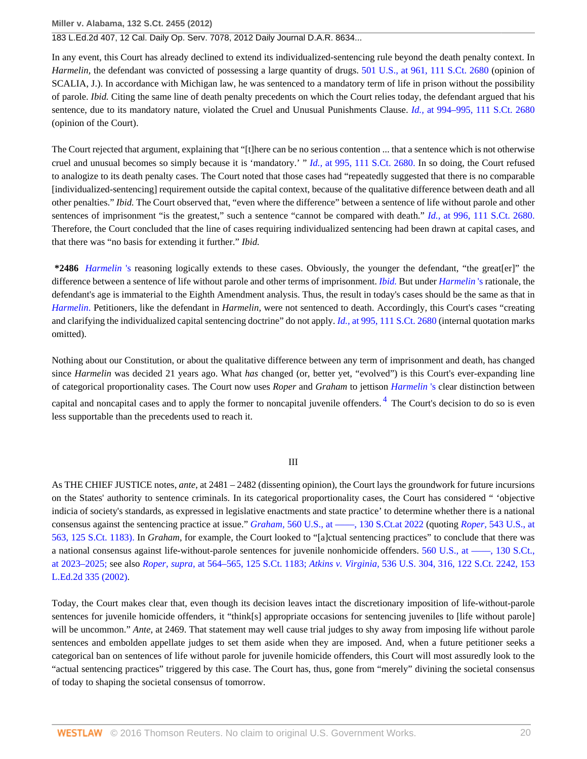In any event, this Court has already declined to extend its individualized-sentencing rule beyond the death penalty context. In *Harmelin,* the defendant was convicted of possessing a large quantity of drugs. 501 U.S., at 961, 111 S.Ct. 2680 (opinion of SCALIA, J.). In accordance with Michigan law, he was sentenced to a mandatory term of life in prison without the possibility of parole. *Ibid.* Citing the same line of death penalty precedents on which the Court relies today, the defendant argued that his sentence, due to its mandatory nature, violated the Cruel and Unusual Punishments Clause. *Id.,* at 994–995, 111 S.Ct. 2680 (opinion of the Court).

The Court rejected that argument, explaining that "[t]here can be no serious contention ... that a sentence which is not otherwise cruel and unusual becomes so simply because it is 'mandatory.' " *Id.,* at 995, 111 S.Ct. 2680. In so doing, the Court refused to analogize to its death penalty cases. The Court noted that those cases had "repeatedly suggested that there is no comparable [individualized-sentencing] requirement outside the capital context, because of the qualitative difference between death and all other penalties." *Ibid.* The Court observed that, "even where the difference" between a sentence of life without parole and other sentences of imprisonment "is the greatest," such a sentence "cannot be compared with death." *Id.,* at 996, 111 S.Ct. 2680. Therefore, the Court concluded that the line of cases requiring individualized sentencing had been drawn at capital cases, and that there was "no basis for extending it further." *Ibid.*

**\*2486** *Harmelin* 's reasoning logically extends to these cases. Obviously, the younger the defendant, "the great[er]" the difference between a sentence of life without parole and other terms of imprisonment. *Ibid.* But under *Harmelin* 's rationale, the defendant's age is immaterial to the Eighth Amendment analysis. Thus, the result in today's cases should be the same as that in *Harmelin*. Petitioners, like the defendant in *Harmelin,* were not sentenced to death. Accordingly, this Court's cases "creating and clarifying the individualized capital sentencing doctrine" do not apply. *Id.,* at 995, 111 S.Ct. 2680 (internal quotation marks omitted).

Nothing about our Constitution, or about the qualitative difference between any term of imprisonment and death, has changed since *Harmelin* was decided 21 years ago. What *has* changed (or, better yet, "evolved") is this Court's ever-expanding line of categorical proportionality cases. The Court now uses *Roper* and *Graham* to jettison *Harmelin* 's clear distinction between capital and noncapital cases and to apply the former to noncapital juvenile offenders.[4] The Court's decision to do so is even less supportable than the precedents used to reach it.

## III

As THE CHIEF JUSTICE notes, *ante,* at 2481 – 2482 (dissenting opinion), the Court lays the groundwork for future incursions on the States' authority to sentence criminals. In its categorical proportionality cases, the Court has considered " 'objective indicia of society's standards, as expressed in legislative enactments and state practice' to determine whether there is a national consensus against the sentencing practice at issue." *Graham,* 560 U.S., at ––––, 130 S.Ct.at 2022 (quoting *Roper,* 543 U.S., at 563, 125 S.Ct. 1183). In *Graham*, for example, the Court looked to "[a]ctual sentencing practices" to conclude that there was a national consensus against life-without-parole sentences for juvenile nonhomicide offenders. 560 U.S., at ––––, 130 S.Ct., at 2023–2025; see also *Roper, supra,* at 564–565, 125 S.Ct. 1183; *Atkins v. Virginia,* 536 U.S. 304, 316, 122 S.Ct. 2242, 153 L.Ed.2d 335 (2002).

Today, the Court makes clear that, even though its decision leaves intact the discretionary imposition of life-without-parole sentences for juvenile homicide offenders, it "think[s] appropriate occasions for sentencing juveniles to [life without parole] will be uncommon." *Ante,* at 2469. That statement may well cause trial judges to shy away from imposing life without parole sentences and embolden appellate judges to set them aside when they are imposed. And, when a future petitioner seeks a categorical ban on sentences of life without parole for juvenile homicide offenders, this Court will most assuredly look to the "actual sentencing practices" triggered by this case. The Court has, thus, gone from "merely" divining the societal consensus of today to shaping the societal consensus of tomorrow.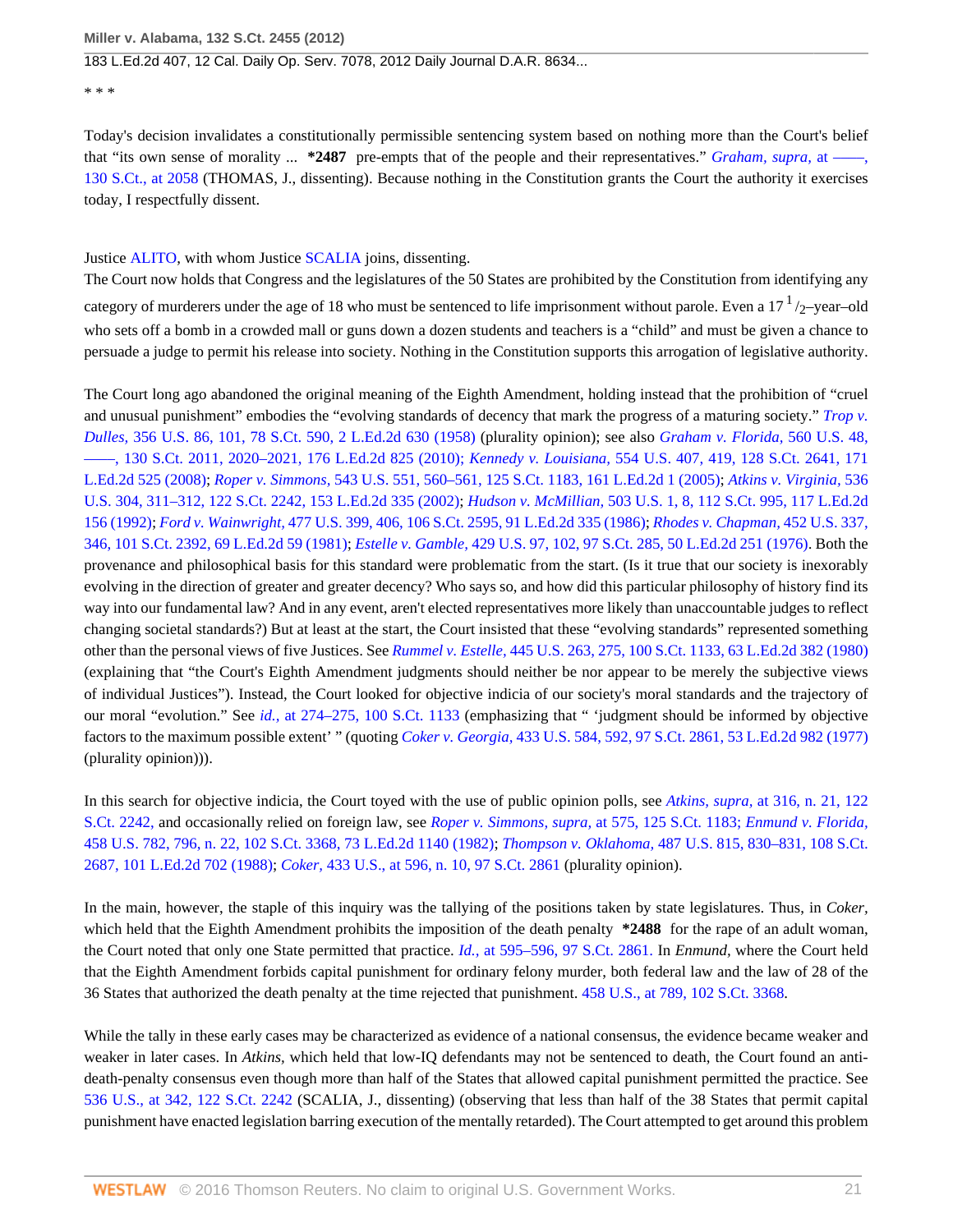* * *

Today's decision invalidates a constitutionally permissible sentencing system based on nothing more than the Court's belief that "its own sense of morality ... **\*2487** pre-empts that of the people and their representatives." *Graham, supra,* at ––––, 130 S.Ct., at 2058 (THOMAS, J., dissenting). Because nothing in the Constitution grants the Court the authority it exercises today, I respectfully dissent.

Justice ALITO, with whom Justice SCALIA joins, dissenting.

The Court now holds that Congress and the legislatures of the 50 States are prohibited by the Constitution from identifying any category of murderers under the age of 18 who must be sentenced to life imprisonment without parole. Even a 17 $^1/_2$–year–old who sets off a bomb in a crowded mall or guns down a dozen students and teachers is a "child" and must be given a chance to persuade a judge to permit his release into society. Nothing in the Constitution supports this arrogation of legislative authority.

The Court long ago abandoned the original meaning of the Eighth Amendment, holding instead that the prohibition of "cruel and unusual punishment" embodies the "evolving standards of decency that mark the progress of a maturing society." *Trop v. Dulles,* 356 U.S. 86, 101, 78 S.Ct. 590, 2 L.Ed.2d 630 (1958) (plurality opinion); see also *Graham v. Florida,* 560 U.S. 48, ––––, 130 S.Ct. 2011, 2020–2021, 176 L.Ed.2d 825 (2010); *Kennedy v. Louisiana,* 554 U.S. 407, 419, 128 S.Ct. 2641, 171 L.Ed.2d 525 (2008); *Roper v. Simmons,* 543 U.S. 551, 560–561, 125 S.Ct. 1183, 161 L.Ed.2d 1 (2005); *Atkins v. Virginia,* 536 U.S. 304, 311–312, 122 S.Ct. 2242, 153 L.Ed.2d 335 (2002); *Hudson v. McMillian,* 503 U.S. 1, 8, 112 S.Ct. 995, 117 L.Ed.2d 156 (1992); *Ford v. Wainwright,* 477 U.S. 399, 406, 106 S.Ct. 2595, 91 L.Ed.2d 335 (1986); *Rhodes v. Chapman,* 452 U.S. 337, 346, 101 S.Ct. 2392, 69 L.Ed.2d 59 (1981); *Estelle v. Gamble,* 429 U.S. 97, 102, 97 S.Ct. 285, 50 L.Ed.2d 251 (1976). Both the provenance and philosophical basis for this standard were problematic from the start. (Is it true that our society is inexorably evolving in the direction of greater and greater decency? Who says so, and how did this particular philosophy of history find its way into our fundamental law? And in any event, aren't elected representatives more likely than unaccountable judges to reflect changing societal standards?) But at least at the start, the Court insisted that these "evolving standards" represented something other than the personal views of five Justices. See *Rummel v. Estelle,* 445 U.S. 263, 275, 100 S.Ct. 1133, 63 L.Ed.2d 382 (1980) (explaining that "the Court's Eighth Amendment judgments should neither be nor appear to be merely the subjective views of individual Justices"). Instead, the Court looked for objective indicia of our society's moral standards and the trajectory of our moral "evolution." See *id.,* at 274–275, 100 S.Ct. 1133 (emphasizing that " 'judgment should be informed by objective factors to the maximum possible extent' " (quoting *Coker v. Georgia,* 433 U.S. 584, 592, 97 S.Ct. 2861, 53 L.Ed.2d 982 (1977) (plurality opinion))).

In this search for objective indicia, the Court toyed with the use of public opinion polls, see *Atkins, supra,* at 316, n. 21, 122 S.Ct. 2242, and occasionally relied on foreign law, see *Roper v. Simmons, supra,* at 575, 125 S.Ct. 1183; *Enmund v. Florida,* 458 U.S. 782, 796, n. 22, 102 S.Ct. 3368, 73 L.Ed.2d 1140 (1982); *Thompson v. Oklahoma,* 487 U.S. 815, 830–831, 108 S.Ct. 2687, 101 L.Ed.2d 702 (1988); *Coker,* 433 U.S., at 596, n. 10, 97 S.Ct. 2861 (plurality opinion).

In the main, however, the staple of this inquiry was the tallying of the positions taken by state legislatures. Thus, in *Coker,* which held that the Eighth Amendment prohibits the imposition of the death penalty **\*2488** for the rape of an adult woman, the Court noted that only one State permitted that practice. *Id.,* at 595–596, 97 S.Ct. 2861. In *Enmund,* where the Court held that the Eighth Amendment forbids capital punishment for ordinary felony murder, both federal law and the law of 28 of the 36 States that authorized the death penalty at the time rejected that punishment. 458 U.S., at 789, 102 S.Ct. 3368.

While the tally in these early cases may be characterized as evidence of a national consensus, the evidence became weaker and weaker in later cases. In *Atkins,* which held that low-IQ defendants may not be sentenced to death, the Court found an anti-death-penalty consensus even though more than half of the States that allowed capital punishment permitted the practice. See 536 U.S., at 342, 122 S.Ct. 2242 (SCALIA, J., dissenting) (observing that less than half of the 38 States that permit capital punishment have enacted legislation barring execution of the mentally retarded). The Court attempted to get around this problem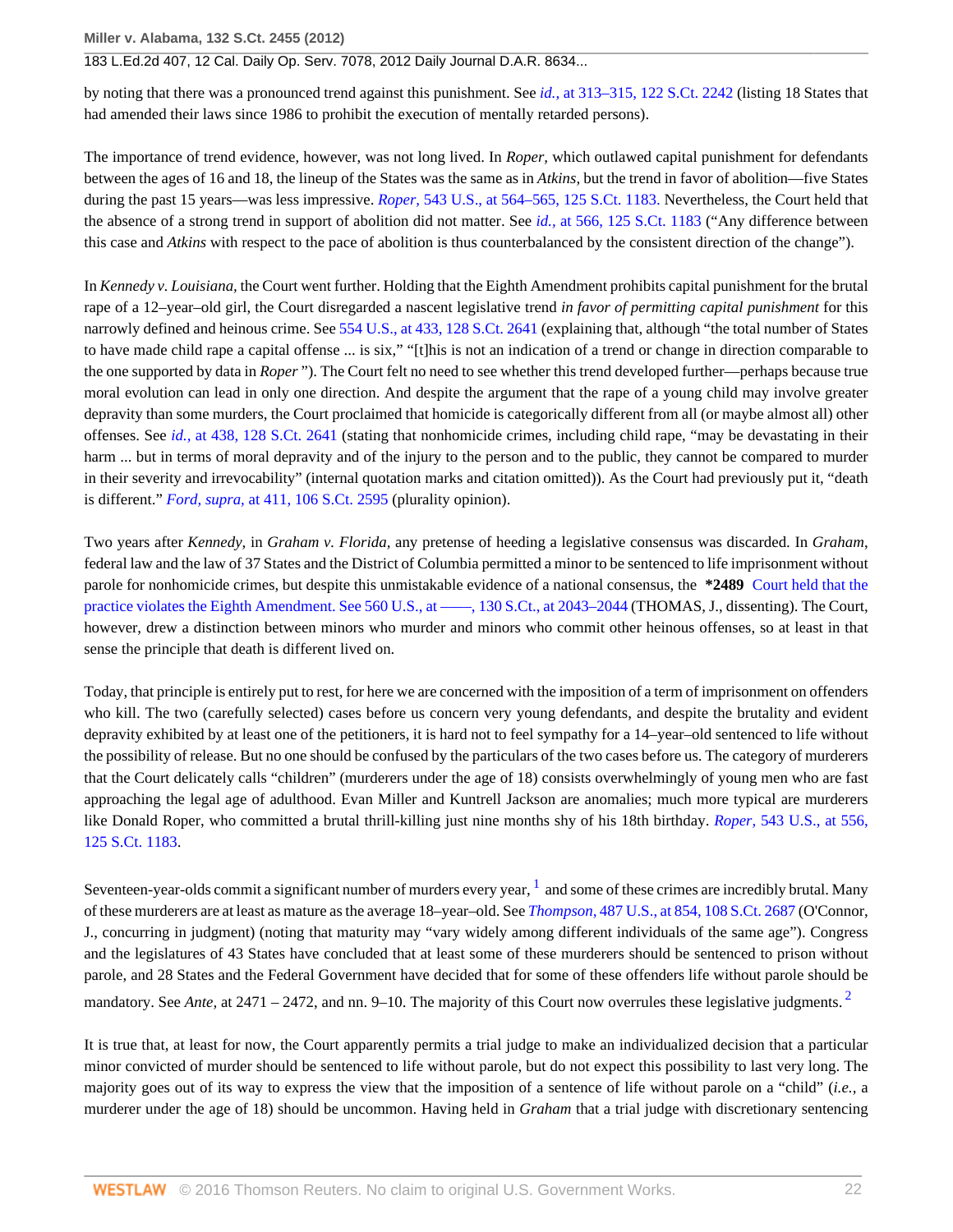by noting that there was a pronounced trend against this punishment. See *id.,* at 313–315, 122 S.Ct. 2242 (listing 18 States that had amended their laws since 1986 to prohibit the execution of mentally retarded persons).

The importance of trend evidence, however, was not long lived. In *Roper,* which outlawed capital punishment for defendants between the ages of 16 and 18, the lineup of the States was the same as in *Atkins,* but the trend in favor of abolition—five States during the past 15 years—was less impressive. *Roper,* 543 U.S., at 564–565, 125 S.Ct. 1183. Nevertheless, the Court held that the absence of a strong trend in support of abolition did not matter. See *id.,* at 566, 125 S.Ct. 1183 ("Any difference between this case and *Atkins* with respect to the pace of abolition is thus counterbalanced by the consistent direction of the change").

In *Kennedy v. Louisiana,* the Court went further. Holding that the Eighth Amendment prohibits capital punishment for the brutal rape of a 12–year–old girl, the Court disregarded a nascent legislative trend *in favor of permitting capital punishment* for this narrowly defined and heinous crime. See 554 U.S., at 433, 128 S.Ct. 2641 (explaining that, although "the total number of States to have made child rape a capital offense ... is six," "[t]his is not an indication of a trend or change in direction comparable to the one supported by data in *Roper* "). The Court felt no need to see whether this trend developed further—perhaps because true moral evolution can lead in only one direction. And despite the argument that the rape of a young child may involve greater depravity than some murders, the Court proclaimed that homicide is categorically different from all (or maybe almost all) other offenses. See *id.,* at 438, 128 S.Ct. 2641 (stating that nonhomicide crimes, including child rape, "may be devastating in their harm ... but in terms of moral depravity and of the injury to the person and to the public, they cannot be compared to murder in their severity and irrevocability" (internal quotation marks and citation omitted)). As the Court had previously put it, "death is different." *Ford, supra,* at 411, 106 S.Ct. 2595 (plurality opinion).

Two years after *Kennedy,* in *Graham v. Florida,* any pretense of heeding a legislative consensus was discarded. In *Graham,* federal law and the law of 37 States and the District of Columbia permitted a minor to be sentenced to life imprisonment without parole for nonhomicide crimes, but despite this unmistakable evidence of a national consensus, the **\*2489** Court held that the practice violates the Eighth Amendment. See 560 U.S., at ––––, 130 S.Ct., at 2043–2044 (THOMAS, J., dissenting). The Court, however, drew a distinction between minors who murder and minors who commit other heinous offenses, so at least in that sense the principle that death is different lived on.

Today, that principle is entirely put to rest, for here we are concerned with the imposition of a term of imprisonment on offenders who kill. The two (carefully selected) cases before us concern very young defendants, and despite the brutality and evident depravity exhibited by at least one of the petitioners, it is hard not to feel sympathy for a 14–year–old sentenced to life without the possibility of release. But no one should be confused by the particulars of the two cases before us. The category of murderers that the Court delicately calls "children" (murderers under the age of 18) consists overwhelmingly of young men who are fast approaching the legal age of adulthood. Evan Miller and Kuntrell Jackson are anomalies; much more typical are murderers like Donald Roper, who committed a brutal thrill-killing just nine months shy of his 18th birthday. *Roper,* 543 U.S., at 556, 125 S.Ct. 1183.

Seventeen-year-olds commit a significant number of murders every year, [1] and some of these crimes are incredibly brutal. Many of these murderers are at least as mature as the average 18–year–old. See *Thompson,* 487 U.S., at 854, 108 S.Ct. 2687 (O'Connor, J., concurring in judgment) (noting that maturity may "vary widely among different individuals of the same age"). Congress and the legislatures of 43 States have concluded that at least some of these murderers should be sentenced to prison without parole, and 28 States and the Federal Government have decided that for some of these offenders life without parole should be mandatory. See *Ante,* at 2471 – 2472, and nn. 9–10. The majority of this Court now overrules these legislative judgments. [2]

It is true that, at least for now, the Court apparently permits a trial judge to make an individualized decision that a particular minor convicted of murder should be sentenced to life without parole, but do not expect this possibility to last very long. The majority goes out of its way to express the view that the imposition of a sentence of life without parole on a "child" (*i.e.,* a murderer under the age of 18) should be uncommon. Having held in *Graham* that a trial judge with discretionary sentencing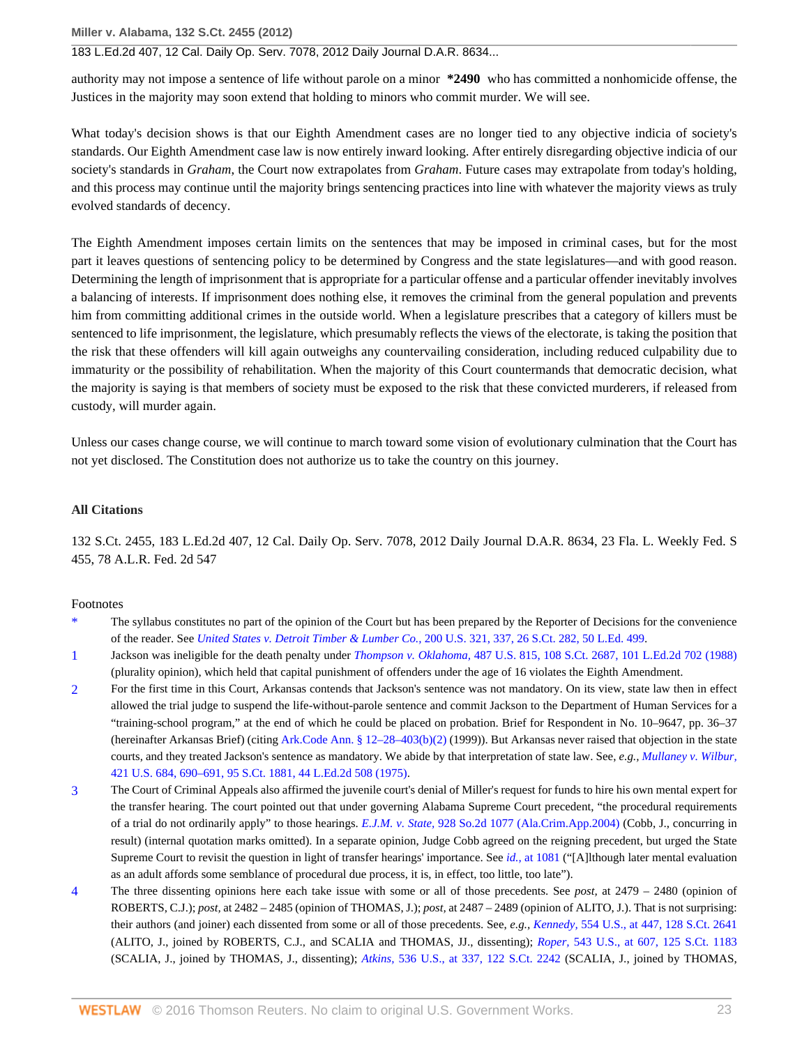authority may not impose a sentence of life without parole on a minor **\*2490** who has committed a nonhomicide offense, the Justices in the majority may soon extend that holding to minors who commit murder. We will see.

What today's decision shows is that our Eighth Amendment cases are no longer tied to any objective indicia of society's standards. Our Eighth Amendment case law is now entirely inward looking. After entirely disregarding objective indicia of our society's standards in *Graham*, the Court now extrapolates from *Graham*. Future cases may extrapolate from today's holding, and this process may continue until the majority brings sentencing practices into line with whatever the majority views as truly evolved standards of decency.

The Eighth Amendment imposes certain limits on the sentences that may be imposed in criminal cases, but for the most part it leaves questions of sentencing policy to be determined by Congress and the state legislatures—and with good reason. Determining the length of imprisonment that is appropriate for a particular offense and a particular offender inevitably involves a balancing of interests. If imprisonment does nothing else, it removes the criminal from the general population and prevents him from committing additional crimes in the outside world. When a legislature prescribes that a category of killers must be sentenced to life imprisonment, the legislature, which presumably reflects the views of the electorate, is taking the position that the risk that these offenders will kill again outweighs any countervailing consideration, including reduced culpability due to immaturity or the possibility of rehabilitation. When the majority of this Court countermands that democratic decision, what the majority is saying is that members of society must be exposed to the risk that these convicted murderers, if released from custody, will murder again.

Unless our cases change course, we will continue to march toward some vision of evolutionary culmination that the Court has not yet disclosed. The Constitution does not authorize us to take the country on this journey.

**All Citations**

132 S.Ct. 2455, 183 L.Ed.2d 407, 12 Cal. Daily Op. Serv. 7078, 2012 Daily Journal D.A.R. 8634, 23 Fla. L. Weekly Fed. S 455, 78 A.L.R. Fed. 2d 547

Footnotes

\* The syllabus constitutes no part of the opinion of the Court but has been prepared by the Reporter of Decisions for the convenience of the reader. See *United States v. Detroit Timber & Lumber Co.,* 200 U.S. 321, 337, 26 S.Ct. 282, 50 L.Ed. 499.

1 Jackson was ineligible for the death penalty under *Thompson v. Oklahoma,* 487 U.S. 815, 108 S.Ct. 2687, 101 L.Ed.2d 702 (1988) (plurality opinion), which held that capital punishment of offenders under the age of 16 violates the Eighth Amendment.

2 For the first time in this Court, Arkansas contends that Jackson's sentence was not mandatory. On its view, state law then in effect allowed the trial judge to suspend the life-without-parole sentence and commit Jackson to the Department of Human Services for a "training-school program," at the end of which he could be placed on probation. Brief for Respondent in No. 10–9647, pp. 36–37 (hereinafter Arkansas Brief) (citing Ark.Code Ann. § 12–28–403(b)(2) (1999)). But Arkansas never raised that objection in the state courts, and they treated Jackson's sentence as mandatory. We abide by that interpretation of state law. See, *e.g., Mullaney v. Wilbur,* 421 U.S. 684, 690–691, 95 S.Ct. 1881, 44 L.Ed.2d 508 (1975).

3 The Court of Criminal Appeals also affirmed the juvenile court's denial of Miller's request for funds to hire his own mental expert for the transfer hearing. The court pointed out that under governing Alabama Supreme Court precedent, "the procedural requirements of a trial do not ordinarily apply" to those hearings. *E.J.M. v. State,* 928 So.2d 1077 (Ala.Crim.App.2004) (Cobb, J., concurring in result) (internal quotation marks omitted). In a separate opinion, Judge Cobb agreed on the reigning precedent, but urged the State Supreme Court to revisit the question in light of transfer hearings' importance. See *id.,* at 1081 ("[A]lthough later mental evaluation as an adult affords some semblance of procedural due process, it is, in effect, too little, too late").

4 The three dissenting opinions here each take issue with some or all of those precedents. See *post,* at 2479 – 2480 (opinion of ROBERTS, C.J.); *post,* at 2482 – 2485 (opinion of THOMAS, J.); *post,* at 2487 – 2489 (opinion of ALITO, J.). That is not surprising: their authors (and joiner) each dissented from some or all of those precedents. See, *e.g., Kennedy,* 554 U.S., at 447, 128 S.Ct. 2641 (ALITO, J., joined by ROBERTS, C.J., and SCALIA and THOMAS, JJ., dissenting); *Roper,* 543 U.S., at 607, 125 S.Ct. 1183 (SCALIA, J., joined by THOMAS, J., dissenting); *Atkins,* 536 U.S., at 337, 122 S.Ct. 2242 (SCALIA, J., joined by THOMAS,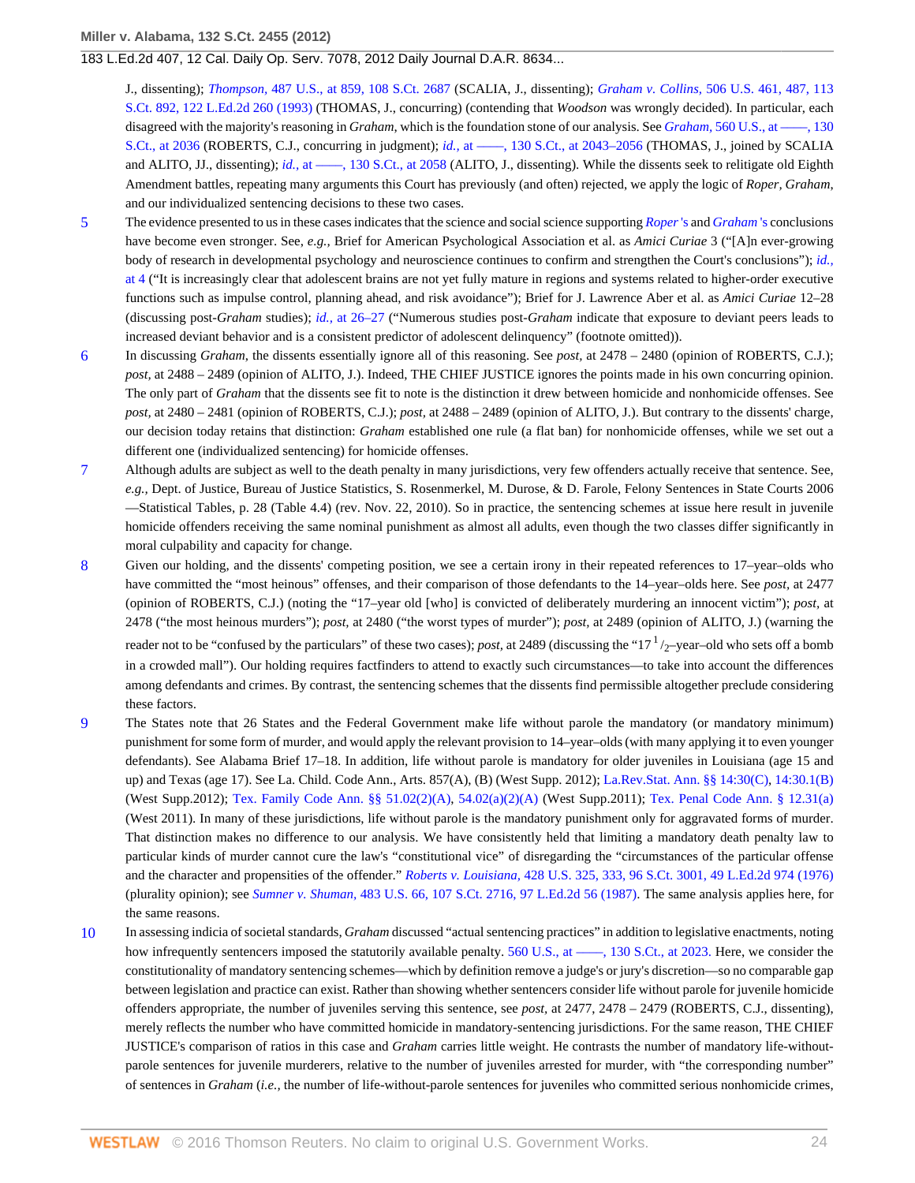J., dissenting); *Thompson,* 487 U.S., at 859, 108 S.Ct. 2687 (SCALIA, J., dissenting); *Graham v. Collins,* 506 U.S. 461, 487, 113 S.Ct. 892, 122 L.Ed.2d 260 (1993) (THOMAS, J., concurring) (contending that *Woodson* was wrongly decided). In particular, each disagreed with the majority's reasoning in *Graham,* which is the foundation stone of our analysis. See *Graham,* 560 U.S., at ––––, 130 S.Ct., at 2036 (ROBERTS, C.J., concurring in judgment); *id.,* at ––––, 130 S.Ct., at 2043–2056 (THOMAS, J., joined by SCALIA and ALITO, JJ., dissenting); *id.,* at ––––, 130 S.Ct., at 2058 (ALITO, J., dissenting). While the dissents seek to relitigate old Eighth Amendment battles, repeating many arguments this Court has previously (and often) rejected, we apply the logic of *Roper, Graham,* and our individualized sentencing decisions to these two cases.

5 The evidence presented to us in these cases indicates that the science and social science supporting *Roper* 's and *Graham* 's conclusions have become even stronger. See, *e.g.,* Brief for American Psychological Association et al. as *Amici Curiae* 3 ("[A]n ever-growing body of research in developmental psychology and neuroscience continues to confirm and strengthen the Court's conclusions"); *id.,* at 4 ("It is increasingly clear that adolescent brains are not yet fully mature in regions and systems related to higher-order executive functions such as impulse control, planning ahead, and risk avoidance"); Brief for J. Lawrence Aber et al. as *Amici Curiae* 12–28 (discussing post-*Graham* studies); *id.,* at 26–27 ("Numerous studies post-*Graham* indicate that exposure to deviant peers leads to increased deviant behavior and is a consistent predictor of adolescent delinquency" (footnote omitted)).

6 In discussing *Graham,* the dissents essentially ignore all of this reasoning. See *post,* at 2478 – 2480 (opinion of ROBERTS, C.J.); *post,* at 2488 – 2489 (opinion of ALITO, J.). Indeed, THE CHIEF JUSTICE ignores the points made in his own concurring opinion. The only part of *Graham* that the dissents see fit to note is the distinction it drew between homicide and nonhomicide offenses. See *post,* at 2480 – 2481 (opinion of ROBERTS, C.J.); *post,* at 2488 – 2489 (opinion of ALITO, J.). But contrary to the dissents' charge, our decision today retains that distinction: *Graham* established one rule (a flat ban) for nonhomicide offenses, while we set out a different one (individualized sentencing) for homicide offenses.

7 Although adults are subject as well to the death penalty in many jurisdictions, very few offenders actually receive that sentence. See, *e.g.,* Dept. of Justice, Bureau of Justice Statistics, S. Rosenmerkel, M. Durose, & D. Farole, Felony Sentences in State Courts 2006—Statistical Tables, p. 28 (Table 4.4) (rev. Nov. 22, 2010). So in practice, the sentencing schemes at issue here result in juvenile homicide offenders receiving the same nominal punishment as almost all adults, even though the two classes differ significantly in moral culpability and capacity for change.

8 Given our holding, and the dissents' competing position, we see a certain irony in their repeated references to 17–year–olds who have committed the "most heinous" offenses, and their comparison of those defendants to the 14–year–olds here. See *post,* at 2477 (opinion of ROBERTS, C.J.) (noting the "17–year old [who] is convicted of deliberately murdering an innocent victim"); *post,* at 2478 ("the most heinous murders"); *post,* at 2480 ("the worst types of murder"); *post,* at 2489 (opinion of ALITO, J.) (warning the reader not to be "confused by the particulars" of these two cases); *post,* at 2489 (discussing the "17 $^{1}/_{2}$–year–old who sets off a bomb in a crowded mall"). Our holding requires factfinders to attend to exactly such circumstances—to take into account the differences among defendants and crimes. By contrast, the sentencing schemes that the dissents find permissible altogether preclude considering these factors.

9 The States note that 26 States and the Federal Government make life without parole the mandatory (or mandatory minimum) punishment for some form of murder, and would apply the relevant provision to 14–year–olds (with many applying it to even younger defendants). See Alabama Brief 17–18. In addition, life without parole is mandatory for older juveniles in Louisiana (age 15 and up) and Texas (age 17). See La. Child. Code Ann., Arts. 857(A), (B) (West Supp. 2012); La.Rev.Stat. Ann. §§ 14:30(C), 14:30.1(B) (West Supp.2012); Tex. Family Code Ann. §§ 51.02(2)(A), 54.02(a)(2)(A) (West Supp.2011); Tex. Penal Code Ann. § 12.31(a) (West 2011). In many of these jurisdictions, life without parole is the mandatory punishment only for aggravated forms of murder. That distinction makes no difference to our analysis. We have consistently held that limiting a mandatory death penalty law to particular kinds of murder cannot cure the law's "constitutional vice" of disregarding the "circumstances of the particular offense and the character and propensities of the offender." *Roberts v. Louisiana,* 428 U.S. 325, 333, 96 S.Ct. 3001, 49 L.Ed.2d 974 (1976) (plurality opinion); see *Sumner v. Shuman,* 483 U.S. 66, 107 S.Ct. 2716, 97 L.Ed.2d 56 (1987). The same analysis applies here, for the same reasons.

10 In assessing indicia of societal standards, *Graham* discussed "actual sentencing practices" in addition to legislative enactments, noting how infrequently sentencers imposed the statutorily available penalty. 560 U.S., at ––––, 130 S.Ct., at 2023. Here, we consider the constitutionality of mandatory sentencing schemes—which by definition remove a judge's or jury's discretion—so no comparable gap between legislation and practice can exist. Rather than showing whether sentencers consider life without parole for juvenile homicide offenders appropriate, the number of juveniles serving this sentence, see *post,* at 2477, 2478 – 2479 (ROBERTS, C.J., dissenting), merely reflects the number who have committed homicide in mandatory-sentencing jurisdictions. For the same reason, THE CHIEF JUSTICE's comparison of ratios in this case and *Graham* carries little weight. He contrasts the number of mandatory life-without-parole sentences for juvenile murderers, relative to the number of juveniles arrested for murder, with "the corresponding number" of sentences in *Graham* (*i.e.,* the number of life-without-parole sentences for juveniles who committed serious nonhomicide crimes,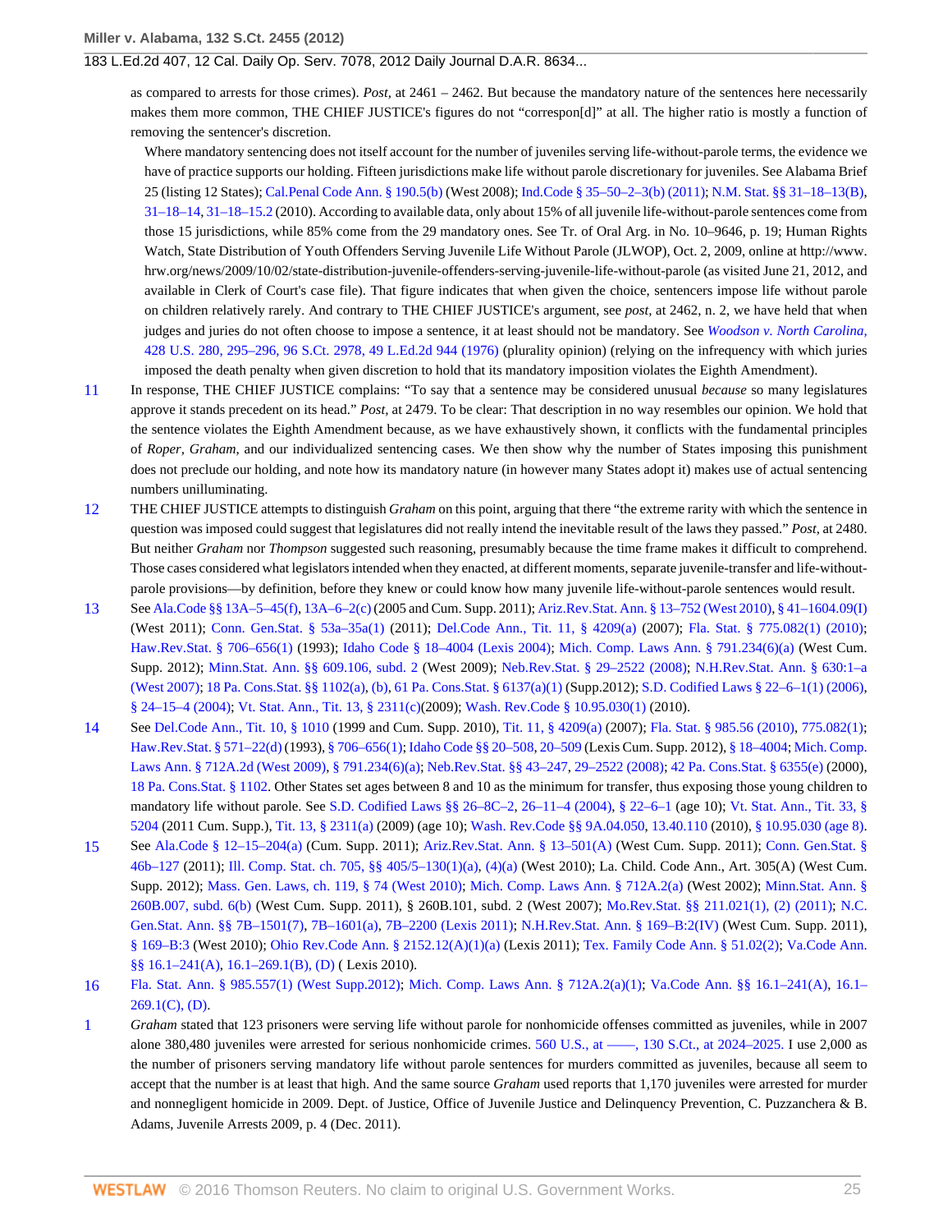as compared to arrests for those crimes). *Post,* at 2461 – 2462. But because the mandatory nature of the sentences here necessarily makes them more common, THE CHIEF JUSTICE's figures do not "correspon[d]" at all. The higher ratio is mostly a function of removing the sentencer's discretion.

Where mandatory sentencing does not itself account for the number of juveniles serving life-without-parole terms, the evidence we have of practice supports our holding. Fifteen jurisdictions make life without parole discretionary for juveniles. See Alabama Brief 25 (listing 12 States); Cal.Penal Code Ann. § 190.5(b) (West 2008); Ind.Code § 35–50–2–3(b) (2011); N.M. Stat. §§ 31–18–13(B), 31–18–14, 31–18–15.2 (2010). According to available data, only about 15% of all juvenile life-without-parole sentences come from those 15 jurisdictions, while 85% come from the 29 mandatory ones. See Tr. of Oral Arg. in No. 10–9646, p. 19; Human Rights Watch, State Distribution of Youth Offenders Serving Juvenile Life Without Parole (JLWOP), Oct. 2, 2009, online at http://www.hrw.org/news/2009/10/02/state-distribution-juvenile-offenders-serving-juvenile-life-without-parole (as visited June 21, 2012, and available in Clerk of Court's case file). That figure indicates that when given the choice, sentencers impose life without parole on children relatively rarely. And contrary to THE CHIEF JUSTICE's argument, see *post,* at 2462, n. 2, we have held that when judges and juries do not often choose to impose a sentence, it at least should not be mandatory. See *Woodson v. North Carolina,* 428 U.S. 280, 295–296, 96 S.Ct. 2978, 49 L.Ed.2d 944 (1976) (plurality opinion) (relying on the infrequency with which juries imposed the death penalty when given discretion to hold that its mandatory imposition violates the Eighth Amendment).

11 In response, THE CHIEF JUSTICE complains: "To say that a sentence may be considered unusual *because* so many legislatures approve it stands precedent on its head." *Post,* at 2479. To be clear: That description in no way resembles our opinion. We hold that the sentence violates the Eighth Amendment because, as we have exhaustively shown, it conflicts with the fundamental principles of *Roper, Graham,* and our individualized sentencing cases. We then show why the number of States imposing this punishment does not preclude our holding, and note how its mandatory nature (in however many States adopt it) makes use of actual sentencing numbers unilluminating.

12 THE CHIEF JUSTICE attempts to distinguish *Graham* on this point, arguing that there "the extreme rarity with which the sentence in question was imposed could suggest that legislatures did not really intend the inevitable result of the laws they passed." *Post,* at 2480. But neither *Graham* nor *Thompson* suggested such reasoning, presumably because the time frame makes it difficult to comprehend. Those cases considered what legislators intended when they enacted, at different moments, separate juvenile-transfer and life-without-parole provisions—by definition, before they knew or could know how many juvenile life-without-parole sentences would result.

13 See Ala.Code §§ 13A–5–45(f), 13A–6–2(c) (2005 and Cum. Supp. 2011); Ariz.Rev.Stat. Ann. § 13–752 (West 2010), § 41–1604.09(I) (West 2011); Conn. Gen.Stat. § 53a–35a(1) (2011); Del.Code Ann., Tit. 11, § 4209(a) (2007); Fla. Stat. § 775.082(1) (2010); Haw.Rev.Stat. § 706–656(1) (1993); Idaho Code § 18–4004 (Lexis 2004); Mich. Comp. Laws Ann. § 791.234(6)(a) (West Cum. Supp. 2012); Minn.Stat. Ann. §§ 609.106, subd. 2 (West 2009); Neb.Rev.Stat. § 29–2522 (2008); N.H.Rev.Stat. Ann. § 630:1–a (West 2007); 18 Pa. Cons.Stat. §§ 1102(a), (b), 61 Pa. Cons.Stat. § 6137(a)(1) (Supp.2012); S.D. Codified Laws § 22–6–1(1) (2006), § 24–15–4 (2004); Vt. Stat. Ann., Tit. 13, § 2311(c)(2009); Wash. Rev.Code § 10.95.030(1) (2010).

14 See Del.Code Ann., Tit. 10, § 1010 (1999 and Cum. Supp. 2010), Tit. 11, § 4209(a) (2007); Fla. Stat. § 985.56 (2010), 775.082(1); Haw.Rev.Stat. § 571–22(d) (1993), § 706–656(1); Idaho Code §§ 20–508, 20–509 (Lexis Cum. Supp. 2012), § 18–4004; Mich. Comp. Laws Ann. § 712A.2d (West 2009), § 791.234(6)(a); Neb.Rev.Stat. §§ 43–247, 29–2522 (2008); 42 Pa. Cons.Stat. § 6355(e) (2000), 18 Pa. Cons.Stat. § 1102. Other States set ages between 8 and 10 as the minimum for transfer, thus exposing those young children to mandatory life without parole. See S.D. Codified Laws §§ 26–8C–2, 26–11–4 (2004), § 22–6–1 (age 10); Vt. Stat. Ann., Tit. 33, § 5204 (2011 Cum. Supp.), Tit. 13, § 2311(a) (2009) (age 10); Wash. Rev.Code §§ 9A.04.050, 13.40.110 (2010), § 10.95.030 (age 8).

15 See Ala.Code § 12–15–204(a) (Cum. Supp. 2011); Ariz.Rev.Stat. Ann. § 13–501(A) (West Cum. Supp. 2011); Conn. Gen.Stat. § 46b–127 (2011); Ill. Comp. Stat. ch. 705, §§ 405/5–130(1)(a), (4)(a) (West 2010); La. Child. Code Ann., Art. 305(A) (West Cum. Supp. 2012); Mass. Gen. Laws, ch. 119, § 74 (West 2010); Mich. Comp. Laws Ann. § 712A.2(a) (West 2002); Minn.Stat. Ann. § 260B.007, subd. 6(b) (West Cum. Supp. 2011), § 260B.101, subd. 2 (West 2007); Mo.Rev.Stat. §§ 211.021(1), (2) (2011); N.C. Gen.Stat. Ann. §§ 7B–1501(7), 7B–1601(a), 7B–2200 (Lexis 2011); N.H.Rev.Stat. Ann. § 169–B:2(IV) (West Cum. Supp. 2011), § 169–B:3 (West 2010); Ohio Rev.Code Ann. § 2152.12(A)(1)(a) (Lexis 2011); Tex. Family Code Ann. § 51.02(2); Va.Code Ann. §§ 16.1–241(A), 16.1–269.1(B), (D) ( Lexis 2010).

16 Fla. Stat. Ann. § 985.557(1) (West Supp.2012); Mich. Comp. Laws Ann. § 712A.2(a)(1); Va.Code Ann. §§ 16.1–241(A), 16.1–269.1(C), (D).

1 *Graham* stated that 123 prisoners were serving life without parole for nonhomicide offenses committed as juveniles, while in 2007 alone 380,480 juveniles were arrested for serious nonhomicide crimes. 560 U.S., at ——, 130 S.Ct., at 2024–2025. I use 2,000 as the number of prisoners serving mandatory life without parole sentences for murders committed as juveniles, because all seem to accept that the number is at least that high. And the same source *Graham* used reports that 1,170 juveniles were arrested for murder and nonnegligent homicide in 2009. Dept. of Justice, Office of Juvenile Justice and Delinquency Prevention, C. Puzzanchera & B. Adams, Juvenile Arrests 2009, p. 4 (Dec. 2011).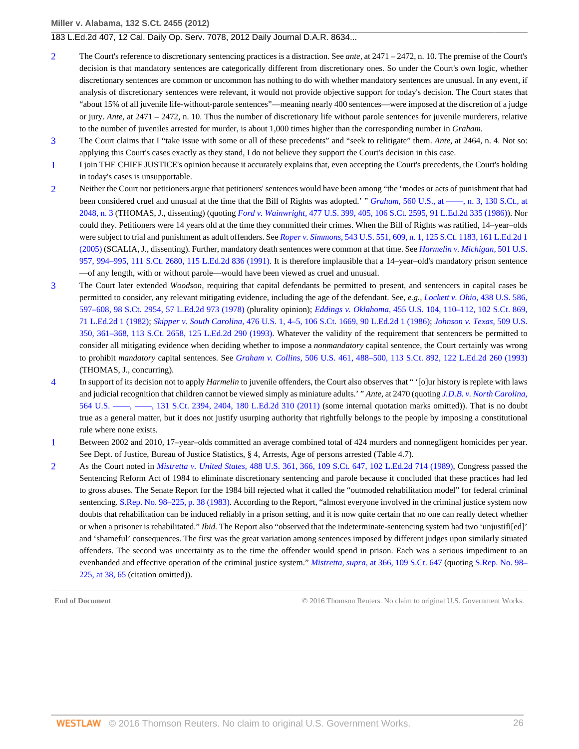2 The Court's reference to discretionary sentencing practices is a distraction. See *ante,* at 2471 – 2472, n. 10. The premise of the Court's decision is that mandatory sentences are categorically different from discretionary ones. So under the Court's own logic, whether discretionary sentences are common or uncommon has nothing to do with whether mandatory sentences are unusual. In any event, if analysis of discretionary sentences were relevant, it would not provide objective support for today's decision. The Court states that "about 15% of all juvenile life-without-parole sentences"—meaning nearly 400 sentences—were imposed at the discretion of a judge or jury. *Ante,* at 2471 – 2472, n. 10. Thus the number of discretionary life without parole sentences for juvenile murderers, relative to the number of juveniles arrested for murder, is about 1,000 times higher than the corresponding number in *Graham*.

3 The Court claims that I "take issue with some or all of these precedents" and "seek to relitigate" them. *Ante,* at 2464, n. 4. Not so: applying this Court's cases exactly as they stand, I do not believe they support the Court's decision in this case.

1 I join THE CHIEF JUSTICE's opinion because it accurately explains that, even accepting the Court's precedents, the Court's holding in today's cases is unsupportable.

2 Neither the Court nor petitioners argue that petitioners' sentences would have been among "the 'modes or acts of punishment that had been considered cruel and unusual at the time that the Bill of Rights was adopted.' " *Graham,* 560 U.S., at ——, n. 3, 130 S.Ct., at 2048, n. 3 (THOMAS, J., dissenting) (quoting *Ford v. Wainwright,* 477 U.S. 399, 405, 106 S.Ct. 2595, 91 L.Ed.2d 335 (1986)). Nor could they. Petitioners were 14 years old at the time they committed their crimes. When the Bill of Rights was ratified, 14–year–olds were subject to trial and punishment as adult offenders. See *Roper v. Simmons,* 543 U.S. 551, 609, n. 1, 125 S.Ct. 1183, 161 L.Ed.2d 1 (2005) (SCALIA, J., dissenting). Further, mandatory death sentences were common at that time. See *Harmelin v. Michigan,* 501 U.S. 957, 994–995, 111 S.Ct. 2680, 115 L.Ed.2d 836 (1991). It is therefore implausible that a 14–year–old's mandatory prison sentence—of any length, with or without parole—would have been viewed as cruel and unusual.

3 The Court later extended *Woodson,* requiring that capital defendants be permitted to present, and sentencers in capital cases be permitted to consider, any relevant mitigating evidence, including the age of the defendant. See, *e.g., Lockett v. Ohio,* 438 U.S. 586, 597–608, 98 S.Ct. 2954, 57 L.Ed.2d 973 (1978) (plurality opinion); *Eddings v. Oklahoma,* 455 U.S. 104, 110–112, 102 S.Ct. 869, 71 L.Ed.2d 1 (1982); *Skipper v. South Carolina,* 476 U.S. 1, 4–5, 106 S.Ct. 1669, 90 L.Ed.2d 1 (1986); *Johnson v. Texas,* 509 U.S. 350, 361–368, 113 S.Ct. 2658, 125 L.Ed.2d 290 (1993). Whatever the validity of the requirement that sentencers be permitted to consider all mitigating evidence when deciding whether to impose a *nonmandatory* capital sentence, the Court certainly was wrong to prohibit *mandatory* capital sentences. See *Graham v. Collins,* 506 U.S. 461, 488–500, 113 S.Ct. 892, 122 L.Ed.2d 260 (1993) (THOMAS, J., concurring).

4 In support of its decision not to apply *Harmelin* to juvenile offenders, the Court also observes that " '[o]ur history is replete with laws and judicial recognition that children cannot be viewed simply as miniature adults.' " *Ante,* at 2470 (quoting *J.D.B. v. North Carolina,* 564 U.S. ——, ——, 131 S.Ct. 2394, 2404, 180 L.Ed.2d 310 (2011) (some internal quotation marks omitted)). That is no doubt true as a general matter, but it does not justify usurping authority that rightfully belongs to the people by imposing a constitutional rule where none exists.

1 Between 2002 and 2010, 17–year–olds committed an average combined total of 424 murders and nonnegligent homicides per year. See Dept. of Justice, Bureau of Justice Statistics, § 4, Arrests, Age of persons arrested (Table 4.7).

2 As the Court noted in *Mistretta v. United States,* 488 U.S. 361, 366, 109 S.Ct. 647, 102 L.Ed.2d 714 (1989), Congress passed the Sentencing Reform Act of 1984 to eliminate discretionary sentencing and parole because it concluded that these practices had led to gross abuses. The Senate Report for the 1984 bill rejected what it called the "outmoded rehabilitation model" for federal criminal sentencing. S.Rep. No. 98–225, p. 38 (1983). According to the Report, "almost everyone involved in the criminal justice system now doubts that rehabilitation can be induced reliably in a prison setting, and it is now quite certain that no one can really detect whether or when a prisoner is rehabilitated." *Ibid.* The Report also "observed that the indeterminate-sentencing system had two 'unjustifi[ed]' and 'shameful' consequences. The first was the great variation among sentences imposed by different judges upon similarly situated offenders. The second was uncertainty as to the time the offender would spend in prison. Each was a serious impediment to an evenhanded and effective operation of the criminal justice system." *Mistretta, supra,* at 366, 109 S.Ct. 647 (quoting S.Rep. No. 98–225, at 38, 65 (citation omitted)).

**End of Document** © 2016 Thomson Reuters. No claim to original U.S. Government Works.